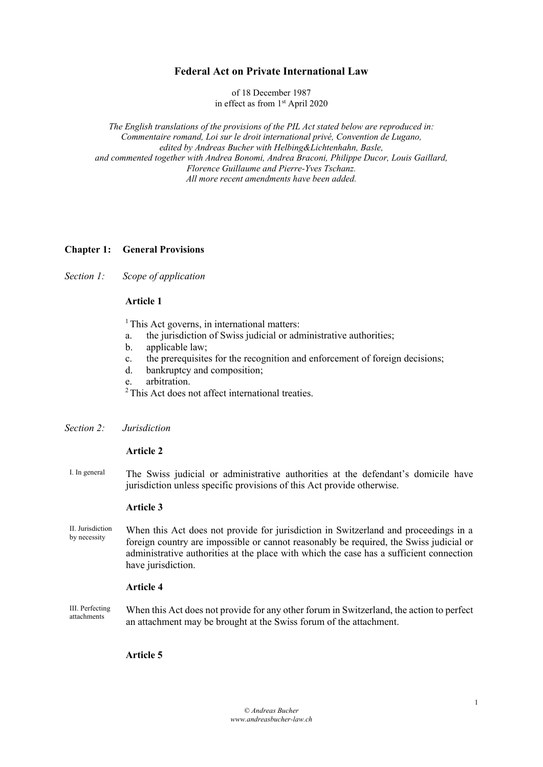# Federal Act on Private International Law

of 18 December 1987
in effect as from 1st April 2020

*The English translations of the provisions of the PIL Act stated below are reproduced in: Commentaire romand, Loi sur le droit international privé, Convention de Lugano, edited by Andreas Bucher with Helbing&Lichtenhahn, Basle, and commented together with Andrea Bonomi, Andrea Braconi, Philippe Ducor, Louis Gaillard, Florence Guillaume and Pierre-Yves Tschanz. All more recent amendments have been added.*

## Chapter 1: General Provisions

### *Section 1: Scope of application*

#### Article 1

[1] This Act governs, in international matters:

a. the jurisdiction of Swiss judicial or administrative authorities;
b. applicable law;
c. the prerequisites for the recognition and enforcement of foreign decisions;
d. bankruptcy and composition;
e. arbitration.

[2] This Act does not affect international treaties.

### *Section 2: Jurisdiction*

#### Article 2

I. In general

The Swiss judicial or administrative authorities at the defendant's domicile have jurisdiction unless specific provisions of this Act provide otherwise.

#### Article 3

II. Jurisdiction by necessity

When this Act does not provide for jurisdiction in Switzerland and proceedings in a foreign country are impossible or cannot reasonably be required, the Swiss judicial or administrative authorities at the place with which the case has a sufficient connection have jurisdiction.

#### Article 4

III. Perfecting attachments

When this Act does not provide for any other forum in Switzerland, the action to perfect an attachment may be brought at the Swiss forum of the attachment.

#### Article 5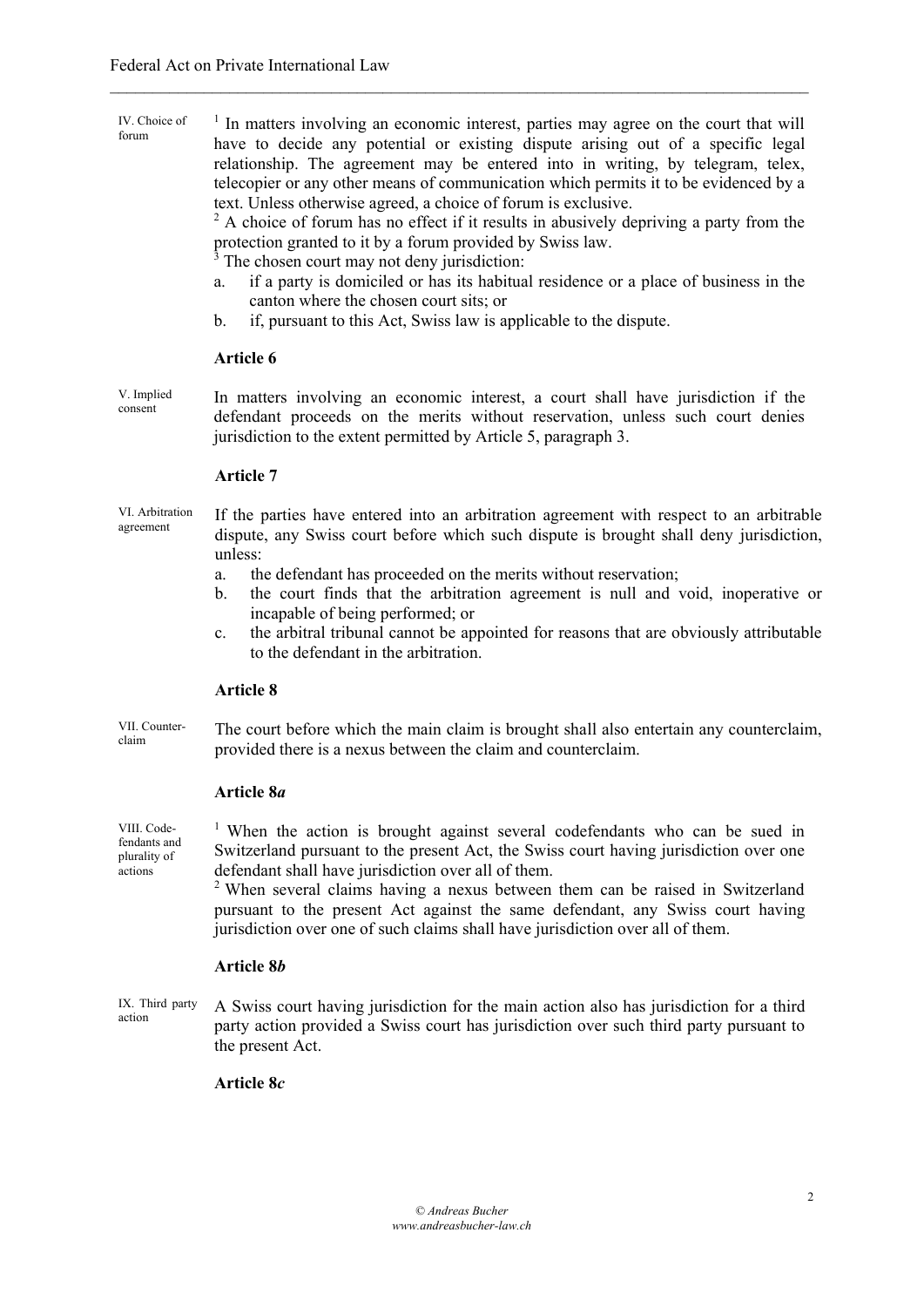IV. Choice of forum

[1] In matters involving an economic interest, parties may agree on the court that will have to decide any potential or existing dispute arising out of a specific legal relationship. The agreement may be entered into in writing, by telegram, telex, telecopier or any other means of communication which permits it to be evidenced by a text. Unless otherwise agreed, a choice of forum is exclusive.
[2] A choice of forum has no effect if it results in abusively depriving a party from the protection granted to it by a forum provided by Swiss law.
[3] The chosen court may not deny jurisdiction:

a. if a party is domiciled or has its habitual residence or a place of business in the canton where the chosen court sits; or
b. if, pursuant to this Act, Swiss law is applicable to the dispute.

**Article 6**

V. Implied consent

In matters involving an economic interest, a court shall have jurisdiction if the defendant proceeds on the merits without reservation, unless such court denies jurisdiction to the extent permitted by Article 5, paragraph 3.

**Article 7**

VI. Arbitration agreement

If the parties have entered into an arbitration agreement with respect to an arbitrable dispute, any Swiss court before which such dispute is brought shall deny jurisdiction, unless:

a. the defendant has proceeded on the merits without reservation;
b. the court finds that the arbitration agreement is null and void, inoperative or incapable of being performed; or
c. the arbitral tribunal cannot be appointed for reasons that are obviously attributable to the defendant in the arbitration.

**Article 8**

VII. Counter-claim

The court before which the main claim is brought shall also entertain any counterclaim, provided there is a nexus between the claim and counterclaim.

**Article 8*a***

VIII. Codefendants and plurality of actions

[1] When the action is brought against several codefendants who can be sued in Switzerland pursuant to the present Act, the Swiss court having jurisdiction over one defendant shall have jurisdiction over all of them.
[2] When several claims having a nexus between them can be raised in Switzerland pursuant to the present Act against the same defendant, any Swiss court having jurisdiction over one of such claims shall have jurisdiction over all of them.

**Article 8*b***

IX. Third party action

A Swiss court having jurisdiction for the main action also has jurisdiction for a third party action provided a Swiss court has jurisdiction over such third party pursuant to the present Act.

**Article 8*c***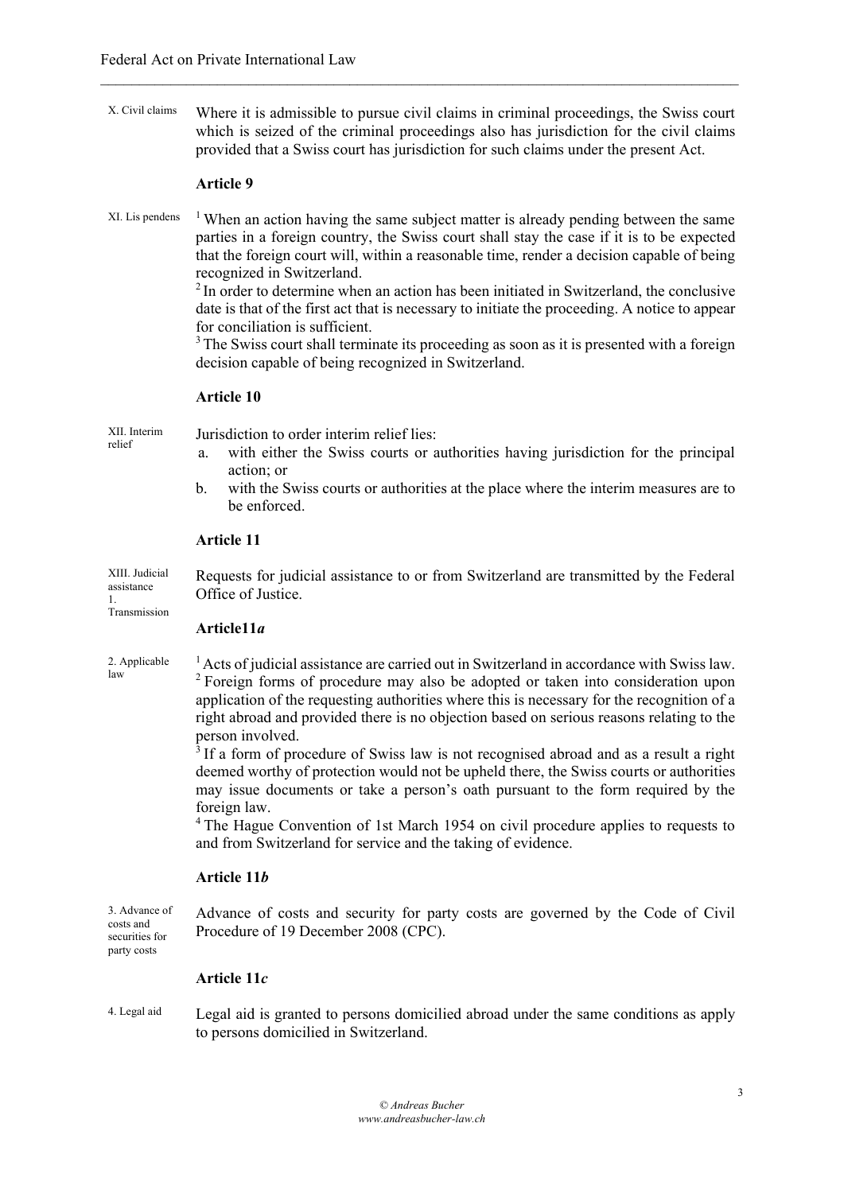X. Civil claims

Where it is admissible to pursue civil claims in criminal proceedings, the Swiss court which is seized of the criminal proceedings also has jurisdiction for the civil claims provided that a Swiss court has jurisdiction for such claims under the present Act.

**Article 9**

XI. Lis pendens

[1] When an action having the same subject matter is already pending between the same parties in a foreign country, the Swiss court shall stay the case if it is to be expected that the foreign court will, within a reasonable time, render a decision capable of being recognized in Switzerland.
[2] In order to determine when an action has been initiated in Switzerland, the conclusive date is that of the first act that is necessary to initiate the proceeding. A notice to appear for conciliation is sufficient.
[3] The Swiss court shall terminate its proceeding as soon as it is presented with a foreign decision capable of being recognized in Switzerland.

**Article 10**

XII. Interim relief

Jurisdiction to order interim relief lies:

a. with either the Swiss courts or authorities having jurisdiction for the principal action; or
b. with the Swiss courts or authorities at the place where the interim measures are to be enforced.

**Article 11**

XIII. Judicial assistance
1. Transmission

Requests for judicial assistance to or from Switzerland are transmitted by the Federal Office of Justice.

**Article11*a***

2. Applicable law

[1] Acts of judicial assistance are carried out in Switzerland in accordance with Swiss law.
[2] Foreign forms of procedure may also be adopted or taken into consideration upon application of the requesting authorities where this is necessary for the recognition of a right abroad and provided there is no objection based on serious reasons relating to the person involved.
[3] If a form of procedure of Swiss law is not recognised abroad and as a result a right deemed worthy of protection would not be upheld there, the Swiss courts or authorities may issue documents or take a person's oath pursuant to the form required by the foreign law.
[4] The Hague Convention of 1st March 1954 on civil procedure applies to requests to and from Switzerland for service and the taking of evidence.

**Article 11*b***

3. Advance of costs and securities for party costs

Advance of costs and security for party costs are governed by the Code of Civil Procedure of 19 December 2008 (CPC).

**Article 11*c***

4. Legal aid

Legal aid is granted to persons domicilied abroad under the same conditions as apply to persons domicilied in Switzerland.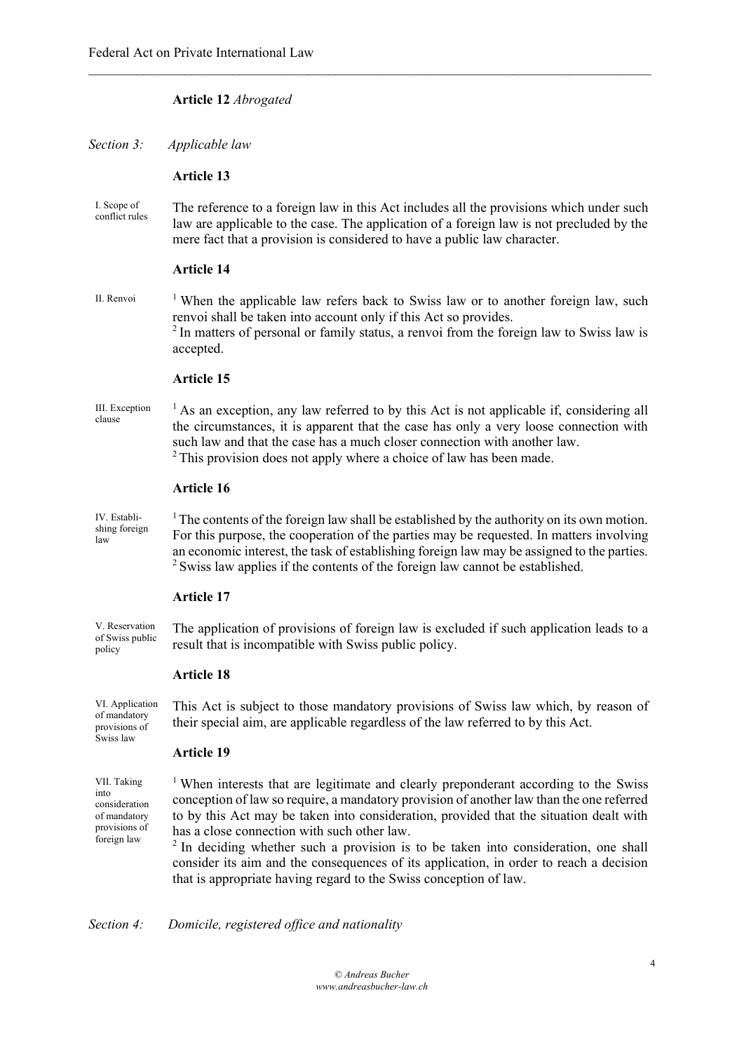**Article 12** *Abrogated*

*Section 3: Applicable law*

**Article 13**

I. Scope of conflict rules

The reference to a foreign law in this Act includes all the provisions which under such law are applicable to the case. The application of a foreign law is not precluded by the mere fact that a provision is considered to have a public law character.

**Article 14**

II. Renvoi

[1] When the applicable law refers back to Swiss law or to another foreign law, such renvoi shall be taken into account only if this Act so provides.
[2] In matters of personal or family status, a renvoi from the foreign law to Swiss law is accepted.

**Article 15**

III. Exception clause

[1] As an exception, any law referred to by this Act is not applicable if, considering all the circumstances, it is apparent that the case has only a very loose connection with such law and that the case has a much closer connection with another law.
[2] This provision does not apply where a choice of law has been made.

**Article 16**

IV. Establishing foreign law

[1] The contents of the foreign law shall be established by the authority on its own motion. For this purpose, the cooperation of the parties may be requested. In matters involving an economic interest, the task of establishing foreign law may be assigned to the parties.
[2] Swiss law applies if the contents of the foreign law cannot be established.

**Article 17**

V. Reservation of Swiss public policy

The application of provisions of foreign law is excluded if such application leads to a result that is incompatible with Swiss public policy.

**Article 18**

VI. Application of mandatory provisions of Swiss law

This Act is subject to those mandatory provisions of Swiss law which, by reason of their special aim, are applicable regardless of the law referred to by this Act.

**Article 19**

VII. Taking into consideration of mandatory provisions of foreign law

[1] When interests that are legitimate and clearly preponderant according to the Swiss conception of law so require, a mandatory provision of another law than the one referred to by this Act may be taken into consideration, provided that the situation dealt with has a close connection with such other law.
[2] In deciding whether such a provision is to be taken into consideration, one shall consider its aim and the consequences of its application, in order to reach a decision that is appropriate having regard to the Swiss conception of law.

*Section 4: Domicile, registered office and nationality*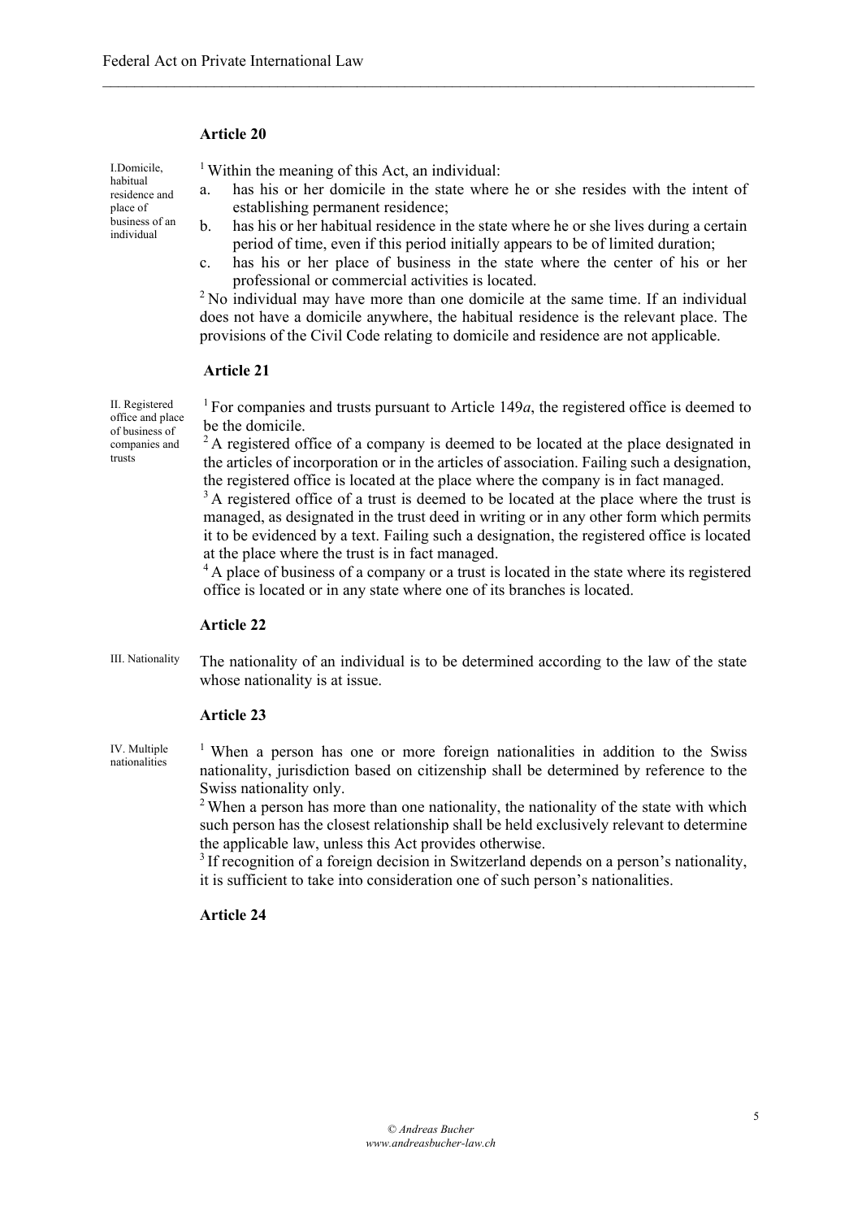## Article 20

I.Domicile, habitual residence and place of business of an individual

[1] Within the meaning of this Act, an individual:

a. has his or her domicile in the state where he or she resides with the intent of establishing permanent residence;
b. has his or her habitual residence in the state where he or she lives during a certain period of time, even if this period initially appears to be of limited duration;
c. has his or her place of business in the state where the center of his or her professional or commercial activities is located.

[2] No individual may have more than one domicile at the same time. If an individual does not have a domicile anywhere, the habitual residence is the relevant place. The provisions of the Civil Code relating to domicile and residence are not applicable.

## Article 21

II. Registered office and place of business of companies and trusts

[1] For companies and trusts pursuant to Article 149*a*, the registered office is deemed to be the domicile.

[2] A registered office of a company is deemed to be located at the place designated in the articles of incorporation or in the articles of association. Failing such a designation, the registered office is located at the place where the company is in fact managed.

[3] A registered office of a trust is deemed to be located at the place where the trust is managed, as designated in the trust deed in writing or in any other form which permits it to be evidenced by a text. Failing such a designation, the registered office is located at the place where the trust is in fact managed.

[4] A place of business of a company or a trust is located in the state where its registered office is located or in any state where one of its branches is located.

## Article 22

III. Nationality

The nationality of an individual is to be determined according to the law of the state whose nationality is at issue.

## Article 23

IV. Multiple nationalities

[1] When a person has one or more foreign nationalities in addition to the Swiss nationality, jurisdiction based on citizenship shall be determined by reference to the Swiss nationality only.

[2] When a person has more than one nationality, the nationality of the state with which such person has the closest relationship shall be held exclusively relevant to determine the applicable law, unless this Act provides otherwise.

[3] If recognition of a foreign decision in Switzerland depends on a person's nationality, it is sufficient to take into consideration one of such person's nationalities.

## Article 24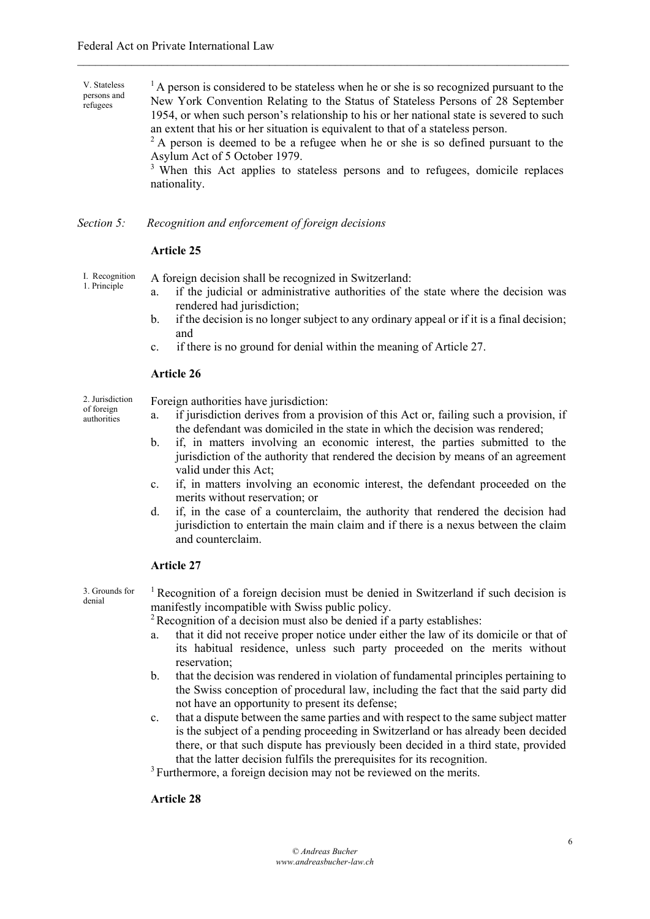V. Stateless persons and refugees

[1] A person is considered to be stateless when he or she is so recognized pursuant to the New York Convention Relating to the Status of Stateless Persons of 28 September 1954, or when such person's relationship to his or her national state is severed to such an extent that his or her situation is equivalent to that of a stateless person.
[2] A person is deemed to be a refugee when he or she is so defined pursuant to the Asylum Act of 5 October 1979.
[3] When this Act applies to stateless persons and to refugees, domicile replaces nationality.

*Section 5: Recognition and enforcement of foreign decisions*

**Article 25**

I. Recognition
1. Principle

A foreign decision shall be recognized in Switzerland:

a. if the judicial or administrative authorities of the state where the decision was rendered had jurisdiction;
b. if the decision is no longer subject to any ordinary appeal or if it is a final decision; and
c. if there is no ground for denial within the meaning of Article 27.

**Article 26**

2. Jurisdiction of foreign authorities

Foreign authorities have jurisdiction:

a. if jurisdiction derives from a provision of this Act or, failing such a provision, if the defendant was domiciled in the state in which the decision was rendered;
b. if, in matters involving an economic interest, the parties submitted to the jurisdiction of the authority that rendered the decision by means of an agreement valid under this Act;
c. if, in matters involving an economic interest, the defendant proceeded on the merits without reservation; or
d. if, in the case of a counterclaim, the authority that rendered the decision had jurisdiction to entertain the main claim and if there is a nexus between the claim and counterclaim.

**Article 27**

3. Grounds for denial

[1] Recognition of a foreign decision must be denied in Switzerland if such decision is manifestly incompatible with Swiss public policy.
[2] Recognition of a decision must also be denied if a party establishes:

a. that it did not receive proper notice under either the law of its domicile or that of its habitual residence, unless such party proceeded on the merits without reservation;
b. that the decision was rendered in violation of fundamental principles pertaining to the Swiss conception of procedural law, including the fact that the said party did not have an opportunity to present its defense;
c. that a dispute between the same parties and with respect to the same subject matter is the subject of a pending proceeding in Switzerland or has already been decided there, or that such dispute has previously been decided in a third state, provided that the latter decision fulfils the prerequisites for its recognition.

[3] Furthermore, a foreign decision may not be reviewed on the merits.

**Article 28**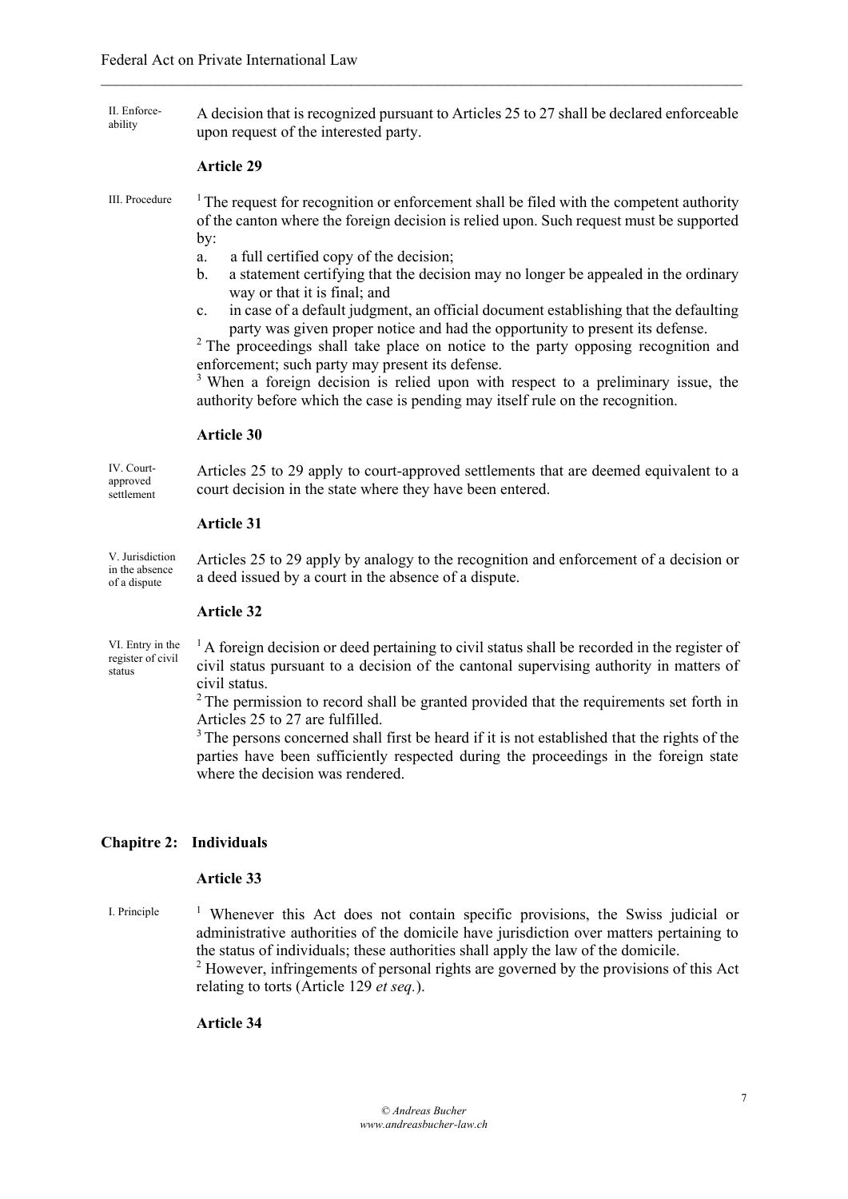II. Enforceability

A decision that is recognized pursuant to Articles 25 to 27 shall be declared enforceable upon request of the interested party.

**Article 29**

III. Procedure

[1] The request for recognition or enforcement shall be filed with the competent authority of the canton where the foreign decision is relied upon. Such request must be supported by:

a. a full certified copy of the decision;
b. a statement certifying that the decision may no longer be appealed in the ordinary way or that it is final; and
c. in case of a default judgment, an official document establishing that the defaulting party was given proper notice and had the opportunity to present its defense.

[2] The proceedings shall take place on notice to the party opposing recognition and enforcement; such party may present its defense.

[3] When a foreign decision is relied upon with respect to a preliminary issue, the authority before which the case is pending may itself rule on the recognition.

**Article 30**

IV. Court-approved settlement

Articles 25 to 29 apply to court-approved settlements that are deemed equivalent to a court decision in the state where they have been entered.

**Article 31**

V. Jurisdiction in the absence of a dispute

Articles 25 to 29 apply by analogy to the recognition and enforcement of a decision or a deed issued by a court in the absence of a dispute.

**Article 32**

VI. Entry in the register of civil status

[1] A foreign decision or deed pertaining to civil status shall be recorded in the register of civil status pursuant to a decision of the cantonal supervising authority in matters of civil status.

[2] The permission to record shall be granted provided that the requirements set forth in Articles 25 to 27 are fulfilled.

[3] The persons concerned shall first be heard if it is not established that the rights of the parties have been sufficiently respected during the proceedings in the foreign state where the decision was rendered.

## Chapitre 2: Individuals

**Article 33**

I. Principle

[1] Whenever this Act does not contain specific provisions, the Swiss judicial or administrative authorities of the domicile have jurisdiction over matters pertaining to the status of individuals; these authorities shall apply the law of the domicile.

[2] However, infringements of personal rights are governed by the provisions of this Act relating to torts (Article 129 *et seq.*).

**Article 34**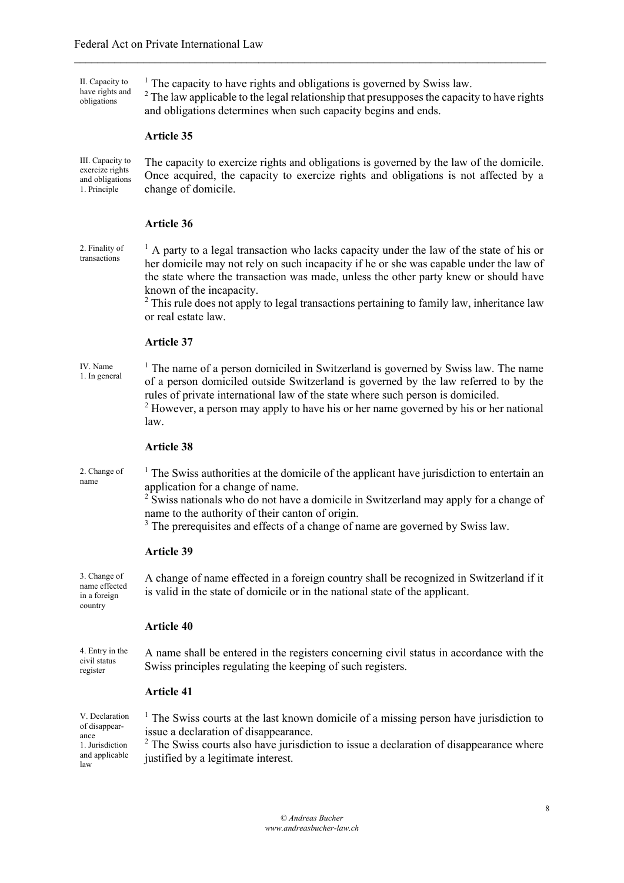II. Capacity to have rights and obligations

[1] The capacity to have rights and obligations is governed by Swiss law.
[2] The law applicable to the legal relationship that presupposes the capacity to have rights and obligations determines when such capacity begins and ends.

### Article 35

III. Capacity to exercize rights and obligations
1. Principle

The capacity to exercize rights and obligations is governed by the law of the domicile. Once acquired, the capacity to exercize rights and obligations is not affected by a change of domicile.

### Article 36

2. Finality of transactions

[1] A party to a legal transaction who lacks capacity under the law of the state of his or her domicile may not rely on such incapacity if he or she was capable under the law of the state where the transaction was made, unless the other party knew or should have known of the incapacity.
[2] This rule does not apply to legal transactions pertaining to family law, inheritance law or real estate law.

### Article 37

IV. Name
1. In general

[1] The name of a person domiciled in Switzerland is governed by Swiss law. The name of a person domiciled outside Switzerland is governed by the law referred to by the rules of private international law of the state where such person is domiciled.
[2] However, a person may apply to have his or her name governed by his or her national law.

### Article 38

2. Change of name

[1] The Swiss authorities at the domicile of the applicant have jurisdiction to entertain an application for a change of name.
[2] Swiss nationals who do not have a domicile in Switzerland may apply for a change of name to the authority of their canton of origin.
[3] The prerequisites and effects of a change of name are governed by Swiss law.

### Article 39

3. Change of name effected in a foreign country

A change of name effected in a foreign country shall be recognized in Switzerland if it is valid in the state of domicile or in the national state of the applicant.

### Article 40

4. Entry in the civil status register

A name shall be entered in the registers concerning civil status in accordance with the Swiss principles regulating the keeping of such registers.

### Article 41

V. Declaration of disappearance
1. Jurisdiction and applicable law

[1] The Swiss courts at the last known domicile of a missing person have jurisdiction to issue a declaration of disappearance.
[2] The Swiss courts also have jurisdiction to issue a declaration of disappearance where justified by a legitimate interest.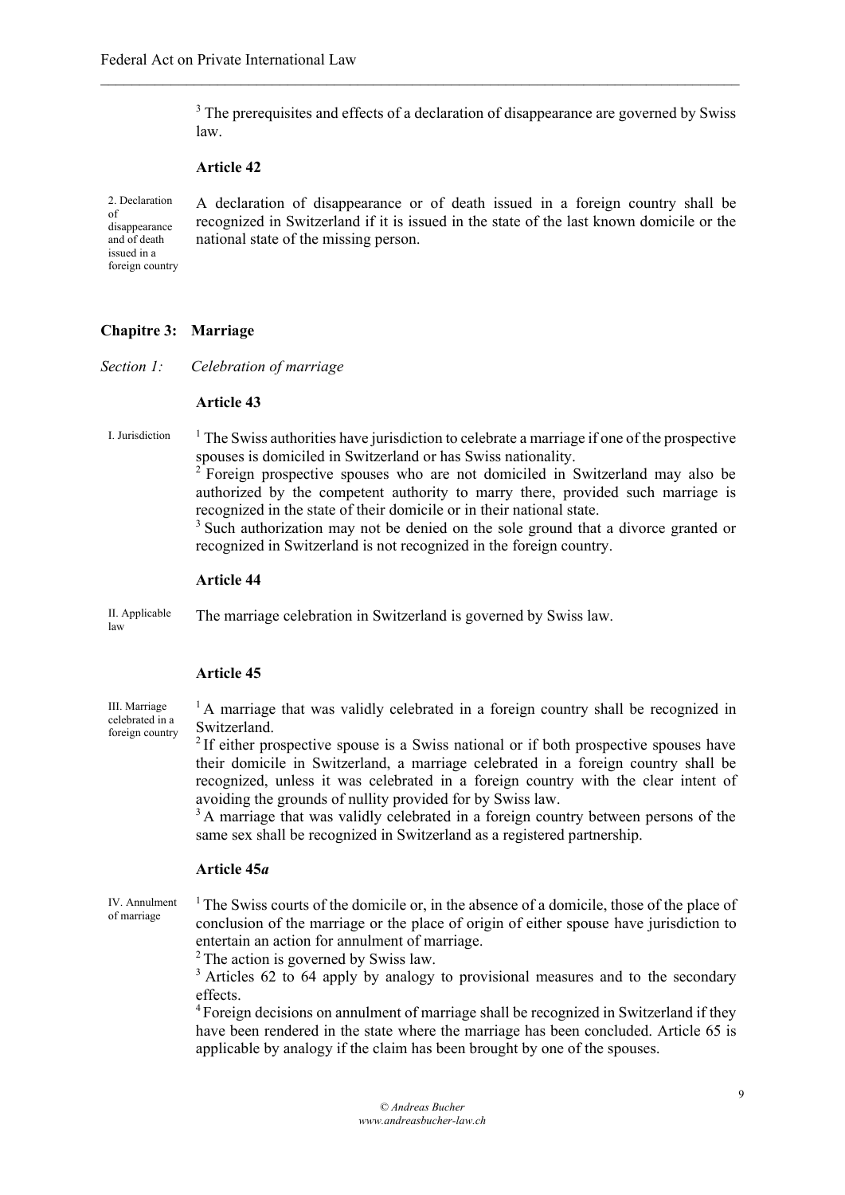[3] The prerequisites and effects of a declaration of disappearance are governed by Swiss law.

**Article 42**

2. Declaration of disappearance and of death issued in a foreign country

A declaration of disappearance or of death issued in a foreign country shall be recognized in Switzerland if it is issued in the state of the last known domicile or the national state of the missing person.

## Chapitre 3: Marriage

### *Section 1: Celebration of marriage*

**Article 43**

I. Jurisdiction

[1] The Swiss authorities have jurisdiction to celebrate a marriage if one of the prospective spouses is domiciled in Switzerland or has Swiss nationality.
[2] Foreign prospective spouses who are not domiciled in Switzerland may also be authorized by the competent authority to marry there, provided such marriage is recognized in the state of their domicile or in their national state.
[3] Such authorization may not be denied on the sole ground that a divorce granted or recognized in Switzerland is not recognized in the foreign country.

**Article 44**

II. Applicable law

The marriage celebration in Switzerland is governed by Swiss law.

**Article 45**

III. Marriage celebrated in a foreign country

[1] A marriage that was validly celebrated in a foreign country shall be recognized in Switzerland.
[2] If either prospective spouse is a Swiss national or if both prospective spouses have their domicile in Switzerland, a marriage celebrated in a foreign country shall be recognized, unless it was celebrated in a foreign country with the clear intent of avoiding the grounds of nullity provided for by Swiss law.
[3] A marriage that was validly celebrated in a foreign country between persons of the same sex shall be recognized in Switzerland as a registered partnership.

**Article 45*a***

IV. Annulment of marriage

[1] The Swiss courts of the domicile or, in the absence of a domicile, those of the place of conclusion of the marriage or the place of origin of either spouse have jurisdiction to entertain an action for annulment of marriage.
[2] The action is governed by Swiss law.
[3] Articles 62 to 64 apply by analogy to provisional measures and to the secondary effects.
[4] Foreign decisions on annulment of marriage shall be recognized in Switzerland if they have been rendered in the state where the marriage has been concluded. Article 65 is applicable by analogy if the claim has been brought by one of the spouses.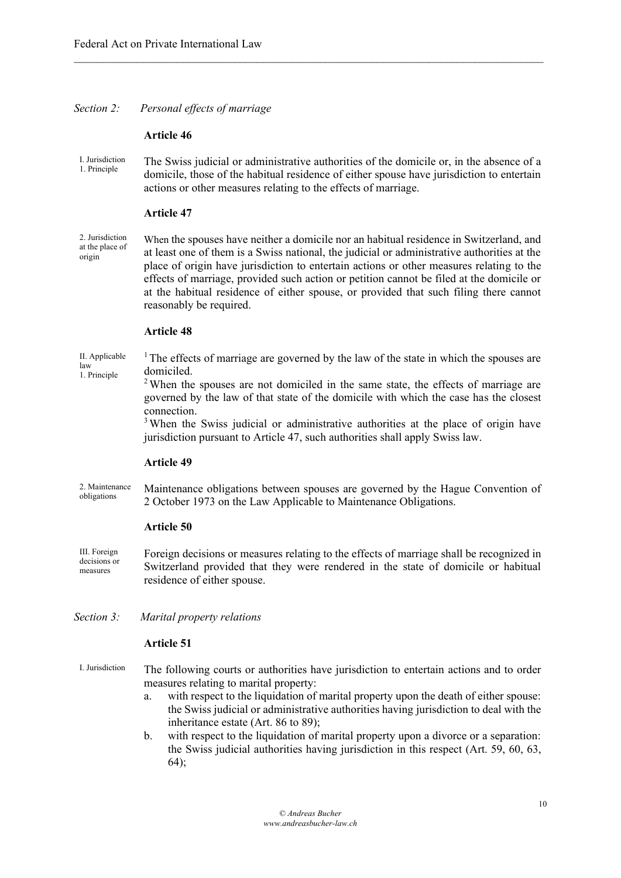*Section 2: Personal effects of marriage*

**Article 46**

I. Jurisdiction
1. Principle

The Swiss judicial or administrative authorities of the domicile or, in the absence of a domicile, those of the habitual residence of either spouse have jurisdiction to entertain actions or other measures relating to the effects of marriage.

**Article 47**

2. Jurisdiction at the place of origin

When the spouses have neither a domicile nor an habitual residence in Switzerland, and at least one of them is a Swiss national, the judicial or administrative authorities at the place of origin have jurisdiction to entertain actions or other measures relating to the effects of marriage, provided such action or petition cannot be filed at the domicile or at the habitual residence of either spouse, or provided that such filing there cannot reasonably be required.

**Article 48**

II. Applicable law
1. Principle

[1] The effects of marriage are governed by the law of the state in which the spouses are domiciled.
[2] When the spouses are not domiciled in the same state, the effects of marriage are governed by the law of that state of the domicile with which the case has the closest connection.
[3] When the Swiss judicial or administrative authorities at the place of origin have jurisdiction pursuant to Article 47, such authorities shall apply Swiss law.

**Article 49**

2. Maintenance obligations

Maintenance obligations between spouses are governed by the Hague Convention of 2 October 1973 on the Law Applicable to Maintenance Obligations.

**Article 50**

III. Foreign decisions or measures

Foreign decisions or measures relating to the effects of marriage shall be recognized in Switzerland provided that they were rendered in the state of domicile or habitual residence of either spouse.

*Section 3: Marital property relations*

**Article 51**

I. Jurisdiction

The following courts or authorities have jurisdiction to entertain actions and to order measures relating to marital property:

a. with respect to the liquidation of marital property upon the death of either spouse: the Swiss judicial or administrative authorities having jurisdiction to deal with the inheritance estate (Art. 86 to 89);
b. with respect to the liquidation of marital property upon a divorce or a separation: the Swiss judicial authorities having jurisdiction in this respect (Art. 59, 60, 63, 64);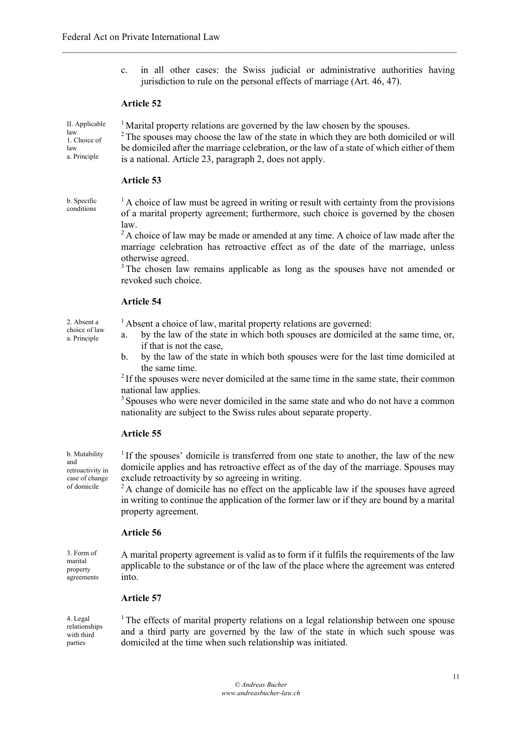c. in all other cases: the Swiss judicial or administrative authorities having jurisdiction to rule on the personal effects of marriage (Art. 46, 47).

**Article 52**

II. Applicable law
1. Choice of law
a. Principle

[1] Marital property relations are governed by the law chosen by the spouses.
[2] The spouses may choose the law of the state in which they are both domiciled or will be domiciled after the marriage celebration, or the law of a state of which either of them is a national. Article 23, paragraph 2, does not apply.

**Article 53**

b. Specific conditions

[1] A choice of law must be agreed in writing or result with certainty from the provisions of a marital property agreement; furthermore, such choice is governed by the chosen law.
[2] A choice of law may be made or amended at any time. A choice of law made after the marriage celebration has retroactive effect as of the date of the marriage, unless otherwise agreed.
[3] The chosen law remains applicable as long as the spouses have not amended or revoked such choice.

**Article 54**

2. Absent a choice of law
a. Principle

[1] Absent a choice of law, marital property relations are governed:

a. by the law of the state in which both spouses are domiciled at the same time, or, if that is not the case,
b. by the law of the state in which both spouses were for the last time domiciled at the same time.

[2] If the spouses were never domiciled at the same time in the same state, their common national law applies.
[3] Spouses who were never domiciled in the same state and who do not have a common nationality are subject to the Swiss rules about separate property.

**Article 55**

b. Mutability and retroactivity in case of change of domicile

[1] If the spouses' domicile is transferred from one state to another, the law of the new domicile applies and has retroactive effect as of the day of the marriage. Spouses may exclude retroactivity by so agreeing in writing.
[2] A change of domicile has no effect on the applicable law if the spouses have agreed in writing to continue the application of the former law or if they are bound by a marital property agreement.

**Article 56**

3. Form of marital property agreements

A marital property agreement is valid as to form if it fulfils the requirements of the law applicable to the substance or of the law of the place where the agreement was entered into.

**Article 57**

4. Legal relationships with third parties

[1] The effects of marital property relations on a legal relationship between one spouse and a third party are governed by the law of the state in which such spouse was domiciled at the time when such relationship was initiated.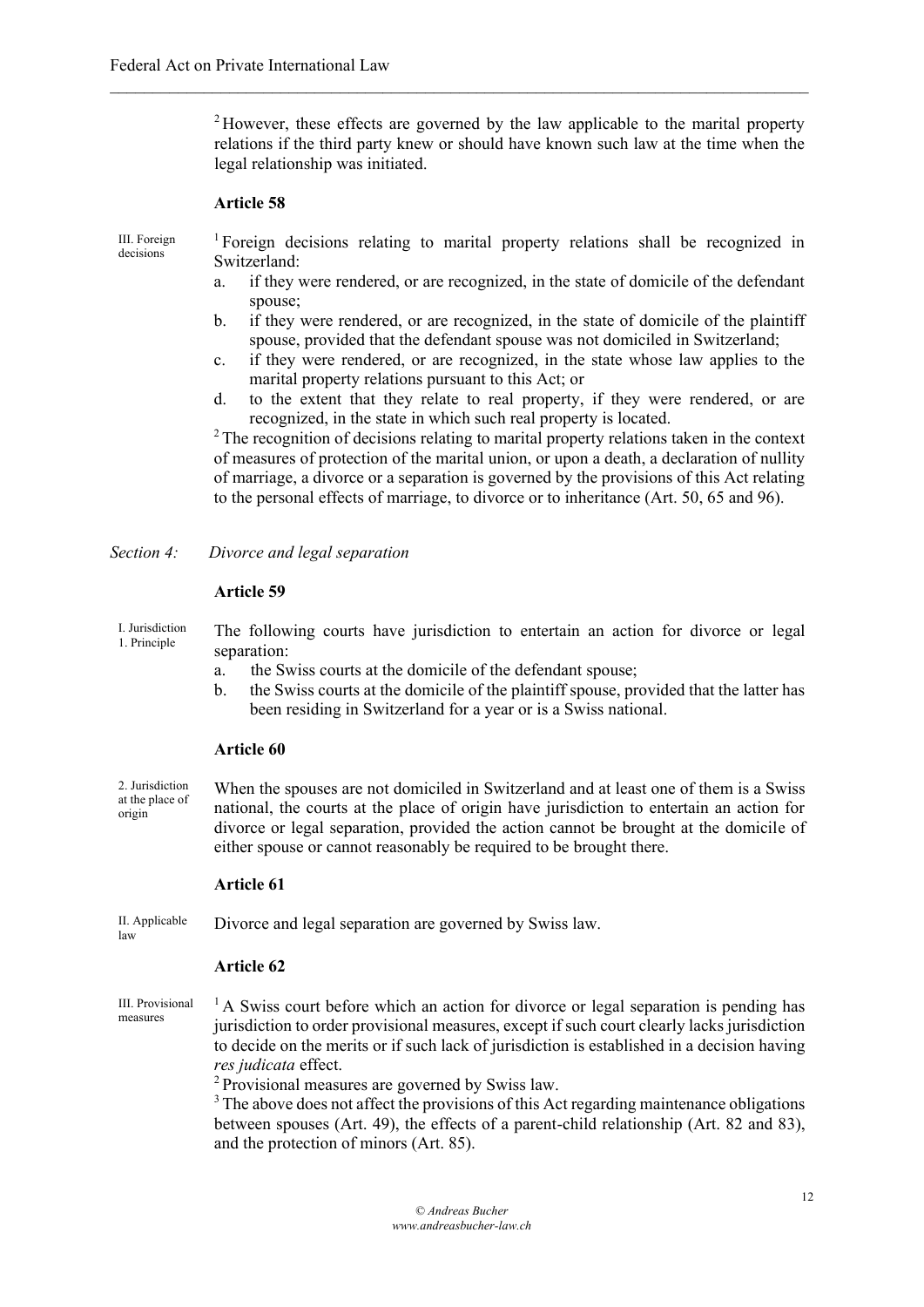[2] However, these effects are governed by the law applicable to the marital property relations if the third party knew or should have known such law at the time when the legal relationship was initiated.

**Article 58**

III. Foreign decisions

[1] Foreign decisions relating to marital property relations shall be recognized in Switzerland:

a. if they were rendered, or are recognized, in the state of domicile of the defendant spouse;
b. if they were rendered, or are recognized, in the state of domicile of the plaintiff spouse, provided that the defendant spouse was not domiciled in Switzerland;
c. if they were rendered, or are recognized, in the state whose law applies to the marital property relations pursuant to this Act; or
d. to the extent that they relate to real property, if they were rendered, or are recognized, in the state in which such real property is located.

[2] The recognition of decisions relating to marital property relations taken in the context of measures of protection of the marital union, or upon a death, a declaration of nullity of marriage, a divorce or a separation is governed by the provisions of this Act relating to the personal effects of marriage, to divorce or to inheritance (Art. 50, 65 and 96).

## *Section 4: Divorce and legal separation*

**Article 59**

I. Jurisdiction
1. Principle

The following courts have jurisdiction to entertain an action for divorce or legal separation:

a. the Swiss courts at the domicile of the defendant spouse;
b. the Swiss courts at the domicile of the plaintiff spouse, provided that the latter has been residing in Switzerland for a year or is a Swiss national.

**Article 60**

2. Jurisdiction at the place of origin

When the spouses are not domiciled in Switzerland and at least one of them is a Swiss national, the courts at the place of origin have jurisdiction to entertain an action for divorce or legal separation, provided the action cannot be brought at the domicile of either spouse or cannot reasonably be required to be brought there.

**Article 61**

II. Applicable law

Divorce and legal separation are governed by Swiss law.

**Article 62**

III. Provisional measures

[1] A Swiss court before which an action for divorce or legal separation is pending has jurisdiction to order provisional measures, except if such court clearly lacks jurisdiction to decide on the merits or if such lack of jurisdiction is established in a decision having *res judicata* effect.

[2] Provisional measures are governed by Swiss law.

[3] The above does not affect the provisions of this Act regarding maintenance obligations between spouses (Art. 49), the effects of a parent-child relationship (Art. 82 and 83), and the protection of minors (Art. 85).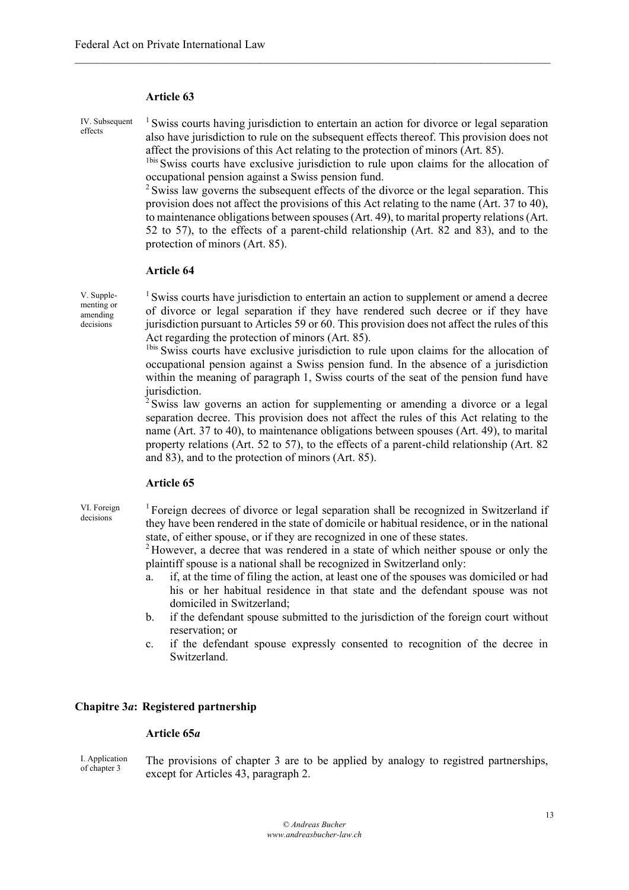### Article 63

IV. Subsequent effects

[1] Swiss courts having jurisdiction to entertain an action for divorce or legal separation also have jurisdiction to rule on the subsequent effects thereof. This provision does not affect the provisions of this Act relating to the protection of minors (Art. 85).

[1bis] Swiss courts have exclusive jurisdiction to rule upon claims for the allocation of occupational pension against a Swiss pension fund.

[2] Swiss law governs the subsequent effects of the divorce or the legal separation. This provision does not affect the provisions of this Act relating to the name (Art. 37 to 40), to maintenance obligations between spouses (Art. 49), to marital property relations (Art. 52 to 57), to the effects of a parent-child relationship (Art. 82 and 83), and to the protection of minors (Art. 85).

### Article 64

V. Supplementing or amending decisions

[1] Swiss courts have jurisdiction to entertain an action to supplement or amend a decree of divorce or legal separation if they have rendered such decree or if they have jurisdiction pursuant to Articles 59 or 60. This provision does not affect the rules of this Act regarding the protection of minors (Art. 85).

[1bis] Swiss courts have exclusive jurisdiction to rule upon claims for the allocation of occupational pension against a Swiss pension fund. In the absence of a jurisdiction within the meaning of paragraph 1, Swiss courts of the seat of the pension fund have jurisdiction.

[2] Swiss law governs an action for supplementing or amending a divorce or a legal separation decree. This provision does not affect the rules of this Act relating to the name (Art. 37 to 40), to maintenance obligations between spouses (Art. 49), to marital property relations (Art. 52 to 57), to the effects of a parent-child relationship (Art. 82 and 83), and to the protection of minors (Art. 85).

### Article 65

VI. Foreign decisions

[1] Foreign decrees of divorce or legal separation shall be recognized in Switzerland if they have been rendered in the state of domicile or habitual residence, or in the national state, of either spouse, or if they are recognized in one of these states.

[2] However, a decree that was rendered in a state of which neither spouse or only the plaintiff spouse is a national shall be recognized in Switzerland only:

a. if, at the time of filing the action, at least one of the spouses was domiciled or had his or her habitual residence in that state and the defendant spouse was not domiciled in Switzerland;
b. if the defendant spouse submitted to the jurisdiction of the foreign court without reservation; or
c. if the defendant spouse expressly consented to recognition of the decree in Switzerland.

## Chapitre 3*a*: Registered partnership

### Article 65*a*

I. Application of chapter 3

The provisions of chapter 3 are to be applied by analogy to registred partnerships, except for Articles 43, paragraph 2.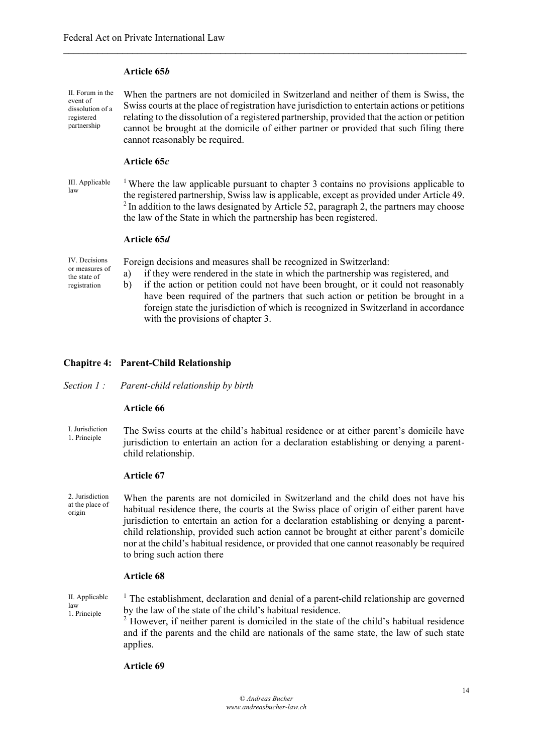### Article 65*b*

II. Forum in the event of dissolution of a registered partnership

When the partners are not domiciled in Switzerland and neither of them is Swiss, the Swiss courts at the place of registration have jurisdiction to entertain actions or petitions relating to the dissolution of a registered partnership, provided that the action or petition cannot be brought at the domicile of either partner or provided that such filing there cannot reasonably be required.

### Article 65*c*

III. Applicable law

[1] Where the law applicable pursuant to chapter 3 contains no provisions applicable to the registered partnership, Swiss law is applicable, except as provided under Article 49.
[2] In addition to the laws designated by Article 52, paragraph 2, the partners may choose the law of the State in which the partnership has been registered.

### Article 65*d*

IV. Decisions or measures of the state of registration

Foreign decisions and measures shall be recognized in Switzerland:

a) if they were rendered in the state in which the partnership was registered, and
b) if the action or petition could not have been brought, or it could not reasonably have been required of the partners that such action or petition be brought in a foreign state the jurisdiction of which is recognized in Switzerland in accordance with the provisions of chapter 3.

## Chapitre 4: Parent-Child Relationship

*Section 1 : Parent-child relationship by birth*

### Article 66

I. Jurisdiction
1. Principle

The Swiss courts at the child's habitual residence or at either parent's domicile have jurisdiction to entertain an action for a declaration establishing or denying a parent-child relationship.

### Article 67

2. Jurisdiction at the place of origin

When the parents are not domiciled in Switzerland and the child does not have his habitual residence there, the courts at the Swiss place of origin of either parent have jurisdiction to entertain an action for a declaration establishing or denying a parent-child relationship, provided such action cannot be brought at either parent's domicile nor at the child's habitual residence, or provided that one cannot reasonably be required to bring such action there

### Article 68

II. Applicable law
1. Principle

[1] The establishment, declaration and denial of a parent-child relationship are governed by the law of the state of the child's habitual residence.
[2] However, if neither parent is domiciled in the state of the child's habitual residence and if the parents and the child are nationals of the same state, the law of such state applies.

### Article 69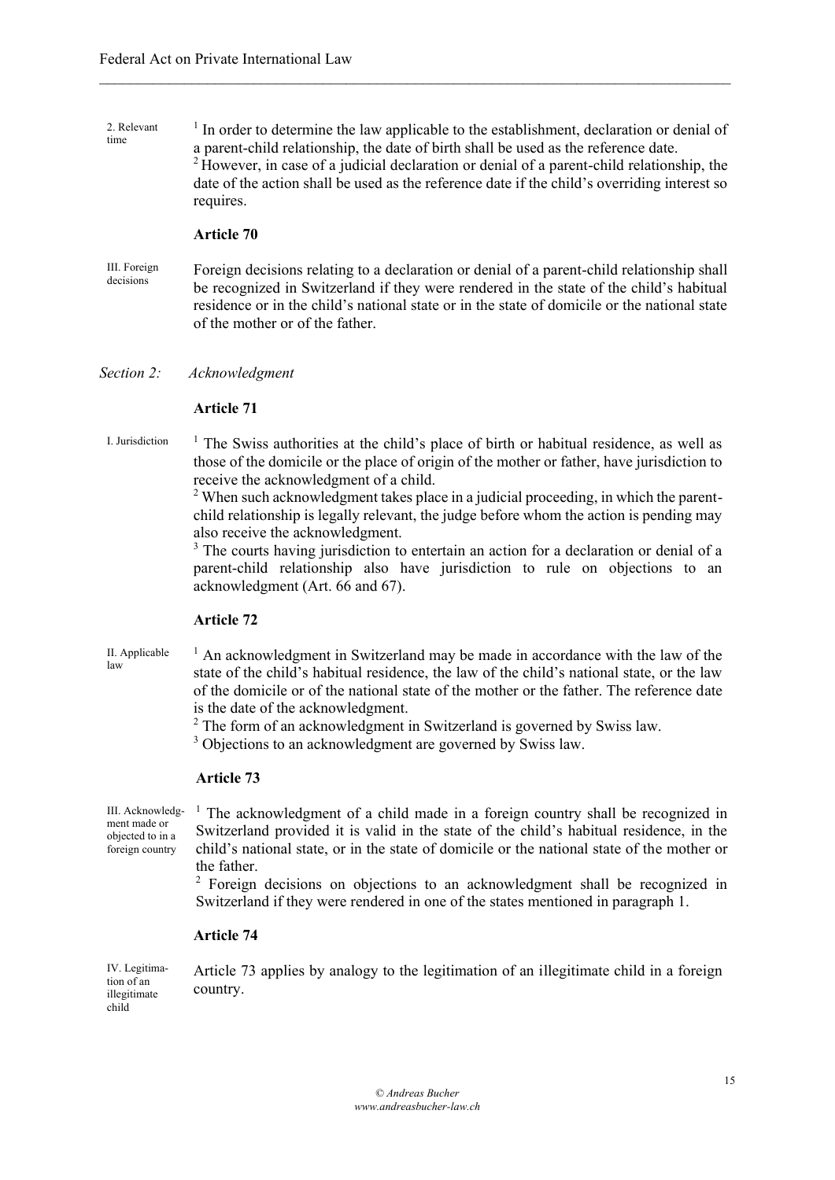2. Relevant time

[1] In order to determine the law applicable to the establishment, declaration or denial of a parent-child relationship, the date of birth shall be used as the reference date.
[2] However, in case of a judicial declaration or denial of a parent-child relationship, the date of the action shall be used as the reference date if the child's overriding interest so requires.

**Article 70**

III. Foreign decisions

Foreign decisions relating to a declaration or denial of a parent-child relationship shall be recognized in Switzerland if they were rendered in the state of the child's habitual residence or in the child's national state or in the state of domicile or the national state of the mother or of the father.

*Section 2: Acknowledgment*

**Article 71**

I. Jurisdiction

[1] The Swiss authorities at the child's place of birth or habitual residence, as well as those of the domicile or the place of origin of the mother or father, have jurisdiction to receive the acknowledgment of a child.
[2] When such acknowledgment takes place in a judicial proceeding, in which the parent-child relationship is legally relevant, the judge before whom the action is pending may also receive the acknowledgment.
[3] The courts having jurisdiction to entertain an action for a declaration or denial of a parent-child relationship also have jurisdiction to rule on objections to an acknowledgment (Art. 66 and 67).

**Article 72**

II. Applicable law

[1] An acknowledgment in Switzerland may be made in accordance with the law of the state of the child's habitual residence, the law of the child's national state, or the law of the domicile or of the national state of the mother or the father. The reference date is the date of the acknowledgment.
[2] The form of an acknowledgment in Switzerland is governed by Swiss law.
[3] Objections to an acknowledgment are governed by Swiss law.

**Article 73**

III. Acknowledgment made or objected to in a foreign country

[1] The acknowledgment of a child made in a foreign country shall be recognized in Switzerland provided it is valid in the state of the child's habitual residence, in the child's national state, or in the state of domicile or the national state of the mother or the father.
[2] Foreign decisions on objections to an acknowledgment shall be recognized in Switzerland if they were rendered in one of the states mentioned in paragraph 1.

**Article 74**

IV. Legitimation of an illegitimate child

Article 73 applies by analogy to the legitimation of an illegitimate child in a foreign country.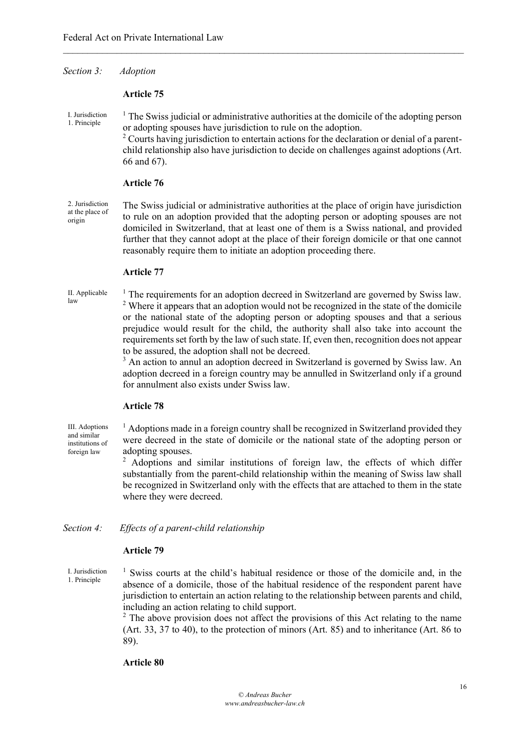*Section 3: Adoption*

**Article 75**

I. Jurisdiction
1. Principle

[1] The Swiss judicial or administrative authorities at the domicile of the adopting person or adopting spouses have jurisdiction to rule on the adoption.
[2] Courts having jurisdiction to entertain actions for the declaration or denial of a parent-child relationship also have jurisdiction to decide on challenges against adoptions (Art. 66 and 67).

**Article 76**

2. Jurisdiction at the place of origin

The Swiss judicial or administrative authorities at the place of origin have jurisdiction to rule on an adoption provided that the adopting person or adopting spouses are not domiciled in Switzerland, that at least one of them is a Swiss national, and provided further that they cannot adopt at the place of their foreign domicile or that one cannot reasonably require them to initiate an adoption proceeding there.

**Article 77**

II. Applicable law

[1] The requirements for an adoption decreed in Switzerland are governed by Swiss law.
[2] Where it appears that an adoption would not be recognized in the state of the domicile or the national state of the adopting person or adopting spouses and that a serious prejudice would result for the child, the authority shall also take into account the requirements set forth by the law of such state. If, even then, recognition does not appear to be assured, the adoption shall not be decreed.
[3] An action to annul an adoption decreed in Switzerland is governed by Swiss law. An adoption decreed in a foreign country may be annulled in Switzerland only if a ground for annulment also exists under Swiss law.

**Article 78**

III. Adoptions and similar institutions of foreign law

[1] Adoptions made in a foreign country shall be recognized in Switzerland provided they were decreed in the state of domicile or the national state of the adopting person or adopting spouses.
[2] Adoptions and similar institutions of foreign law, the effects of which differ substantially from the parent-child relationship within the meaning of Swiss law shall be recognized in Switzerland only with the effects that are attached to them in the state where they were decreed.

*Section 4: Effects of a parent-child relationship*

**Article 79**

I. Jurisdiction
1. Principle

[1] Swiss courts at the child's habitual residence or those of the domicile and, in the absence of a domicile, those of the habitual residence of the respondent parent have jurisdiction to entertain an action relating to the relationship between parents and child, including an action relating to child support.
[2] The above provision does not affect the provisions of this Act relating to the name (Art. 33, 37 to 40), to the protection of minors (Art. 85) and to inheritance (Art. 86 to 89).

**Article 80**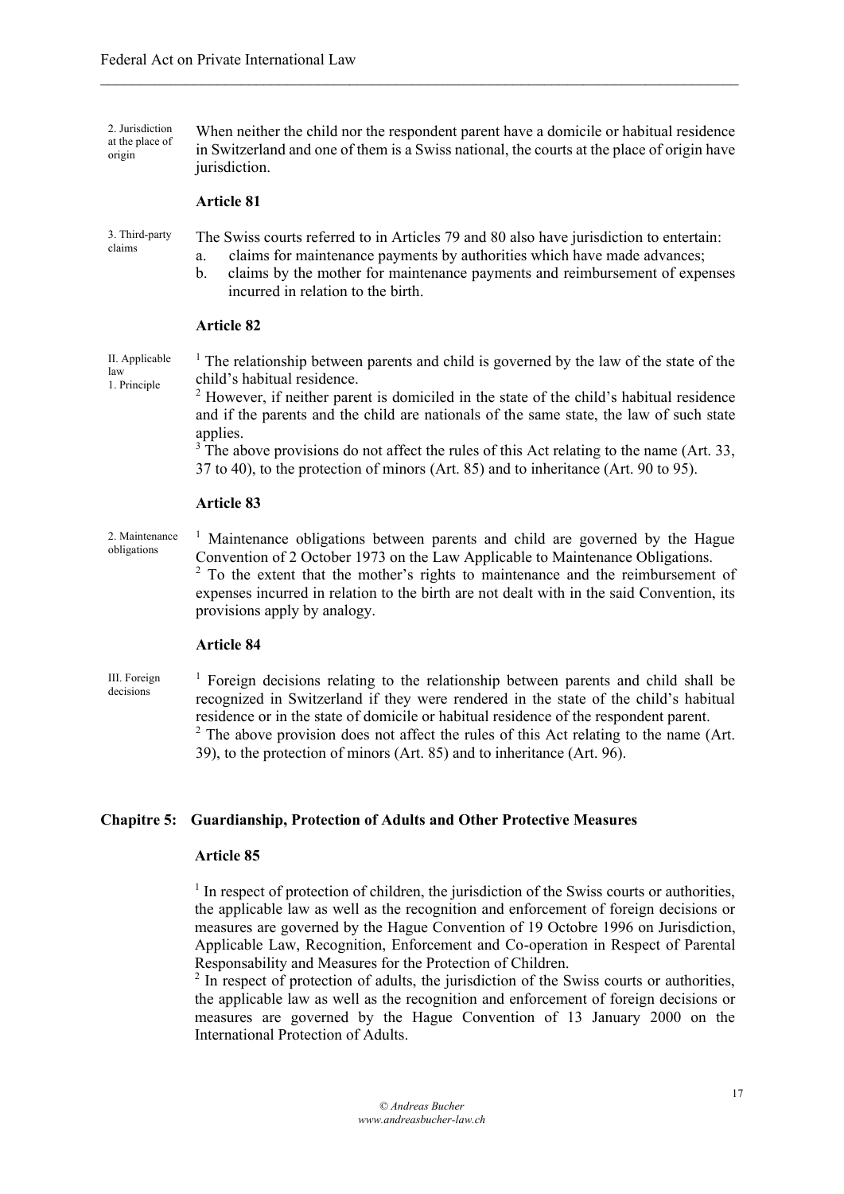2. Jurisdiction at the place of origin

When neither the child nor the respondent parent have a domicile or habitual residence in Switzerland and one of them is a Swiss national, the courts at the place of origin have jurisdiction.

**Article 81**

3. Third-party claims

The Swiss courts referred to in Articles 79 and 80 also have jurisdiction to entertain:

a. claims for maintenance payments by authorities which have made advances;
b. claims by the mother for maintenance payments and reimbursement of expenses incurred in relation to the birth.

**Article 82**

II. Applicable law
1. Principle

[1] The relationship between parents and child is governed by the law of the state of the child's habitual residence.
[2] However, if neither parent is domiciled in the state of the child's habitual residence and if the parents and the child are nationals of the same state, the law of such state applies.
[3] The above provisions do not affect the rules of this Act relating to the name (Art. 33, 37 to 40), to the protection of minors (Art. 85) and to inheritance (Art. 90 to 95).

**Article 83**

2. Maintenance obligations

[1] Maintenance obligations between parents and child are governed by the Hague Convention of 2 October 1973 on the Law Applicable to Maintenance Obligations.
[2] To the extent that the mother's rights to maintenance and the reimbursement of expenses incurred in relation to the birth are not dealt with in the said Convention, its provisions apply by analogy.

**Article 84**

III. Foreign decisions

[1] Foreign decisions relating to the relationship between parents and child shall be recognized in Switzerland if they were rendered in the state of the child's habitual residence or in the state of domicile or habitual residence of the respondent parent.
[2] The above provision does not affect the rules of this Act relating to the name (Art. 39), to the protection of minors (Art. 85) and to inheritance (Art. 96).

## Chapitre 5: Guardianship, Protection of Adults and Other Protective Measures

**Article 85**

[1] In respect of protection of children, the jurisdiction of the Swiss courts or authorities, the applicable law as well as the recognition and enforcement of foreign decisions or measures are governed by the Hague Convention of 19 Octobre 1996 on Jurisdiction, Applicable Law, Recognition, Enforcement and Co-operation in Respect of Parental Responsability and Measures for the Protection of Children.
[2] In respect of protection of adults, the jurisdiction of the Swiss courts or authorities, the applicable law as well as the recognition and enforcement of foreign decisions or measures are governed by the Hague Convention of 13 January 2000 on the International Protection of Adults.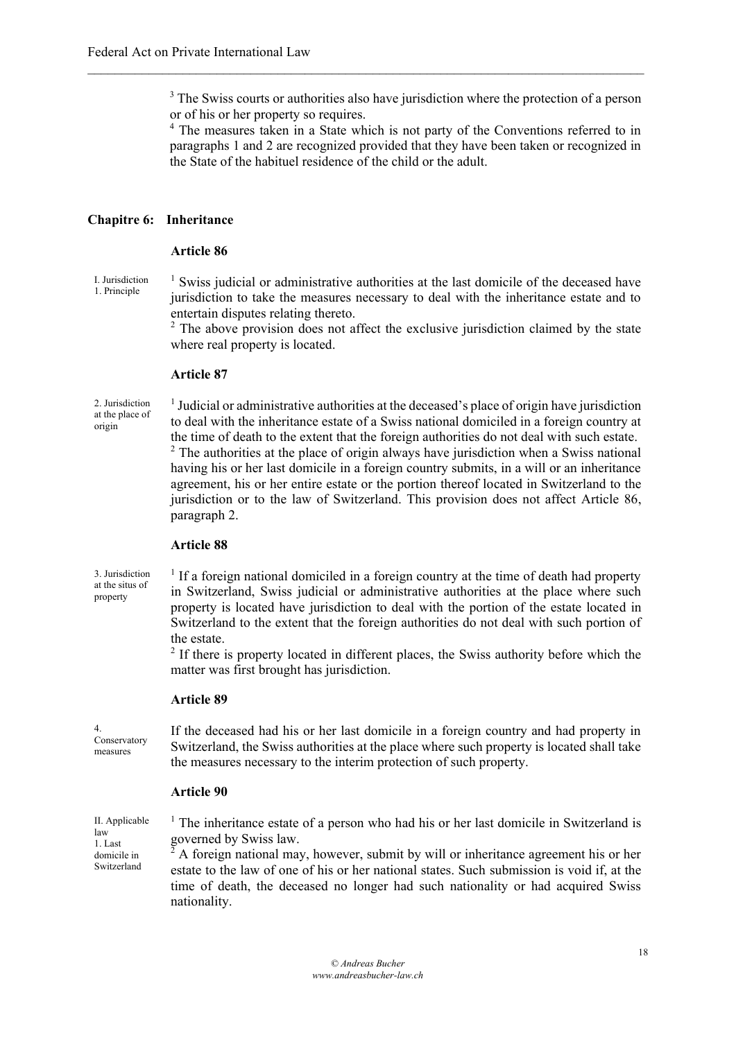[3] The Swiss courts or authorities also have jurisdiction where the protection of a person or of his or her property so requires.

[4] The measures taken in a State which is not party of the Conventions referred to in paragraphs 1 and 2 are recognized provided that they have been taken or recognized in the State of the habituel residence of the child or the adult.

## Chapitre 6: Inheritance

### Article 86

I. Jurisdiction
1. Principle

[1] Swiss judicial or administrative authorities at the last domicile of the deceased have jurisdiction to take the measures necessary to deal with the inheritance estate and to entertain disputes relating thereto.

[2] The above provision does not affect the exclusive jurisdiction claimed by the state where real property is located.

### Article 87

2. Jurisdiction at the place of origin

[1] Judicial or administrative authorities at the deceased's place of origin have jurisdiction to deal with the inheritance estate of a Swiss national domiciled in a foreign country at the time of death to the extent that the foreign authorities do not deal with such estate.

[2] The authorities at the place of origin always have jurisdiction when a Swiss national having his or her last domicile in a foreign country submits, in a will or an inheritance agreement, his or her entire estate or the portion thereof located in Switzerland to the jurisdiction or to the law of Switzerland. This provision does not affect Article 86, paragraph 2.

### Article 88

3. Jurisdiction at the situs of property

[1] If a foreign national domiciled in a foreign country at the time of death had property in Switzerland, Swiss judicial or administrative authorities at the place where such property is located have jurisdiction to deal with the portion of the estate located in Switzerland to the extent that the foreign authorities do not deal with such portion of the estate.

[2] If there is property located in different places, the Swiss authority before which the matter was first brought has jurisdiction.

### Article 89

4. Conservatory measures

If the deceased had his or her last domicile in a foreign country and had property in Switzerland, the Swiss authorities at the place where such property is located shall take the measures necessary to the interim protection of such property.

### Article 90

II. Applicable law
1. Last domicile in Switzerland

[1] The inheritance estate of a person who had his or her last domicile in Switzerland is governed by Swiss law.

[2] A foreign national may, however, submit by will or inheritance agreement his or her estate to the law of one of his or her national states. Such submission is void if, at the time of death, the deceased no longer had such nationality or had acquired Swiss nationality.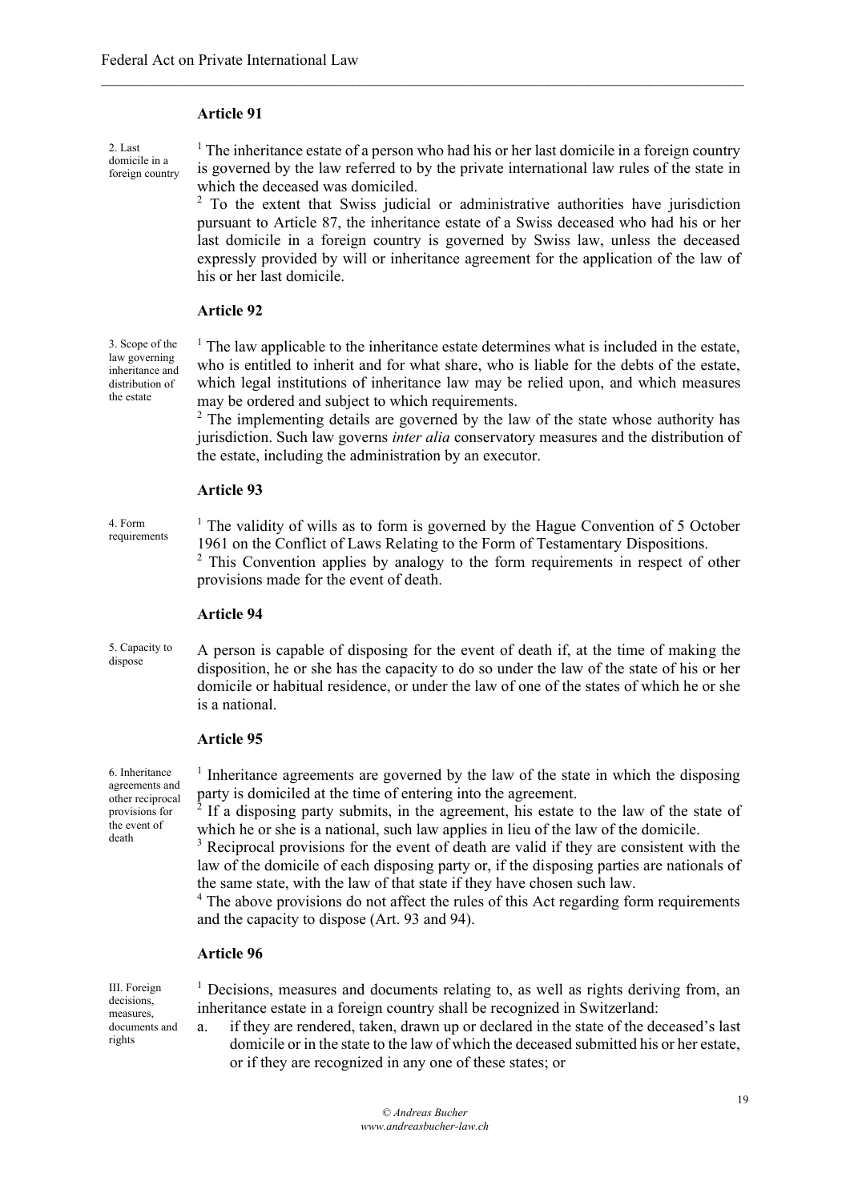**Article 91**

2. Last domicile in a foreign country

[1] The inheritance estate of a person who had his or her last domicile in a foreign country is governed by the law referred to by the private international law rules of the state in which the deceased was domiciled.
[2] To the extent that Swiss judicial or administrative authorities have jurisdiction pursuant to Article 87, the inheritance estate of a Swiss deceased who had his or her last domicile in a foreign country is governed by Swiss law, unless the deceased expressly provided by will or inheritance agreement for the application of the law of his or her last domicile.

**Article 92**

3. Scope of the law governing inheritance and distribution of the estate

[1] The law applicable to the inheritance estate determines what is included in the estate, who is entitled to inherit and for what share, who is liable for the debts of the estate, which legal institutions of inheritance law may be relied upon, and which measures may be ordered and subject to which requirements.
[2] The implementing details are governed by the law of the state whose authority has jurisdiction. Such law governs *inter alia* conservatory measures and the distribution of the estate, including the administration by an executor.

**Article 93**

4. Form requirements

[1] The validity of wills as to form is governed by the Hague Convention of 5 October 1961 on the Conflict of Laws Relating to the Form of Testamentary Dispositions.
[2] This Convention applies by analogy to the form requirements in respect of other provisions made for the event of death.

**Article 94**

5. Capacity to dispose

A person is capable of disposing for the event of death if, at the time of making the disposition, he or she has the capacity to do so under the law of the state of his or her domicile or habitual residence, or under the law of one of the states of which he or she is a national.

**Article 95**

6. Inheritance agreements and other reciprocal provisions for the event of death

[1] Inheritance agreements are governed by the law of the state in which the disposing party is domiciled at the time of entering into the agreement.
[2] If a disposing party submits, in the agreement, his estate to the law of the state of which he or she is a national, such law applies in lieu of the law of the domicile.
[3] Reciprocal provisions for the event of death are valid if they are consistent with the law of the domicile of each disposing party or, if the disposing parties are nationals of the same state, with the law of that state if they have chosen such law.
[4] The above provisions do not affect the rules of this Act regarding form requirements and the capacity to dispose (Art. 93 and 94).

**Article 96**

III. Foreign decisions, measures, documents and rights

[1] Decisions, measures and documents relating to, as well as rights deriving from, an inheritance estate in a foreign country shall be recognized in Switzerland:

a. if they are rendered, taken, drawn up or declared in the state of the deceased's last domicile or in the state to the law of which the deceased submitted his or her estate, or if they are recognized in any one of these states; or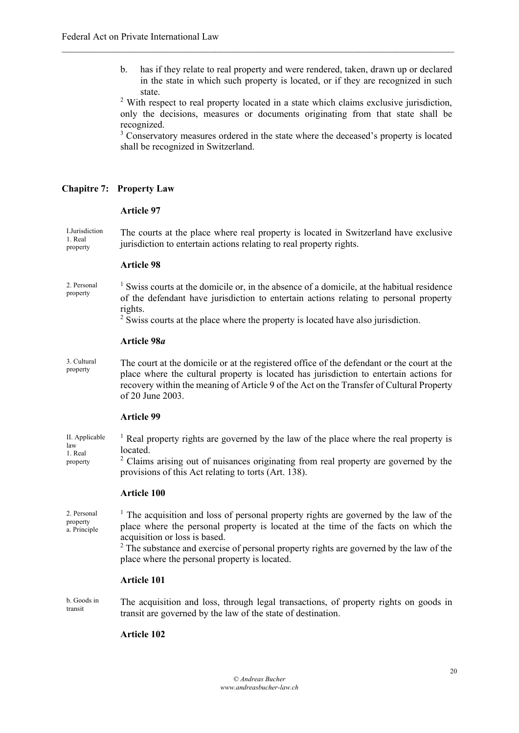b. has if they relate to real property and were rendered, taken, drawn up or declared in the state in which such property is located, or if they are recognized in such state.

[2] With respect to real property located in a state which claims exclusive jurisdiction, only the decisions, measures or documents originating from that state shall be recognized.

[3] Conservatory measures ordered in the state where the deceased's property is located shall be recognized in Switzerland.

## Chapitre 7: Property Law

### Article 97

I. Jurisdiction
1. Real property

The courts at the place where real property is located in Switzerland have exclusive jurisdiction to entertain actions relating to real property rights.

### Article 98

2. Personal property

[1] Swiss courts at the domicile or, in the absence of a domicile, at the habitual residence of the defendant have jurisdiction to entertain actions relating to personal property rights.

[2] Swiss courts at the place where the property is located have also jurisdiction.

### Article 98*a*

3. Cultural property

The court at the domicile or at the registered office of the defendant or the court at the place where the cultural property is located has jurisdiction to entertain actions for recovery within the meaning of Article 9 of the Act on the Transfer of Cultural Property of 20 June 2003.

### Article 99

II. Applicable law
1. Real property

[1] Real property rights are governed by the law of the place where the real property is located.

[2] Claims arising out of nuisances originating from real property are governed by the provisions of this Act relating to torts (Art. 138).

### Article 100

2. Personal property
a. Principle

[1] The acquisition and loss of personal property rights are governed by the law of the place where the personal property is located at the time of the facts on which the acquisition or loss is based.

[2] The substance and exercise of personal property rights are governed by the law of the place where the personal property is located.

### Article 101

b. Goods in transit

The acquisition and loss, through legal transactions, of property rights on goods in transit are governed by the law of the state of destination.

### Article 102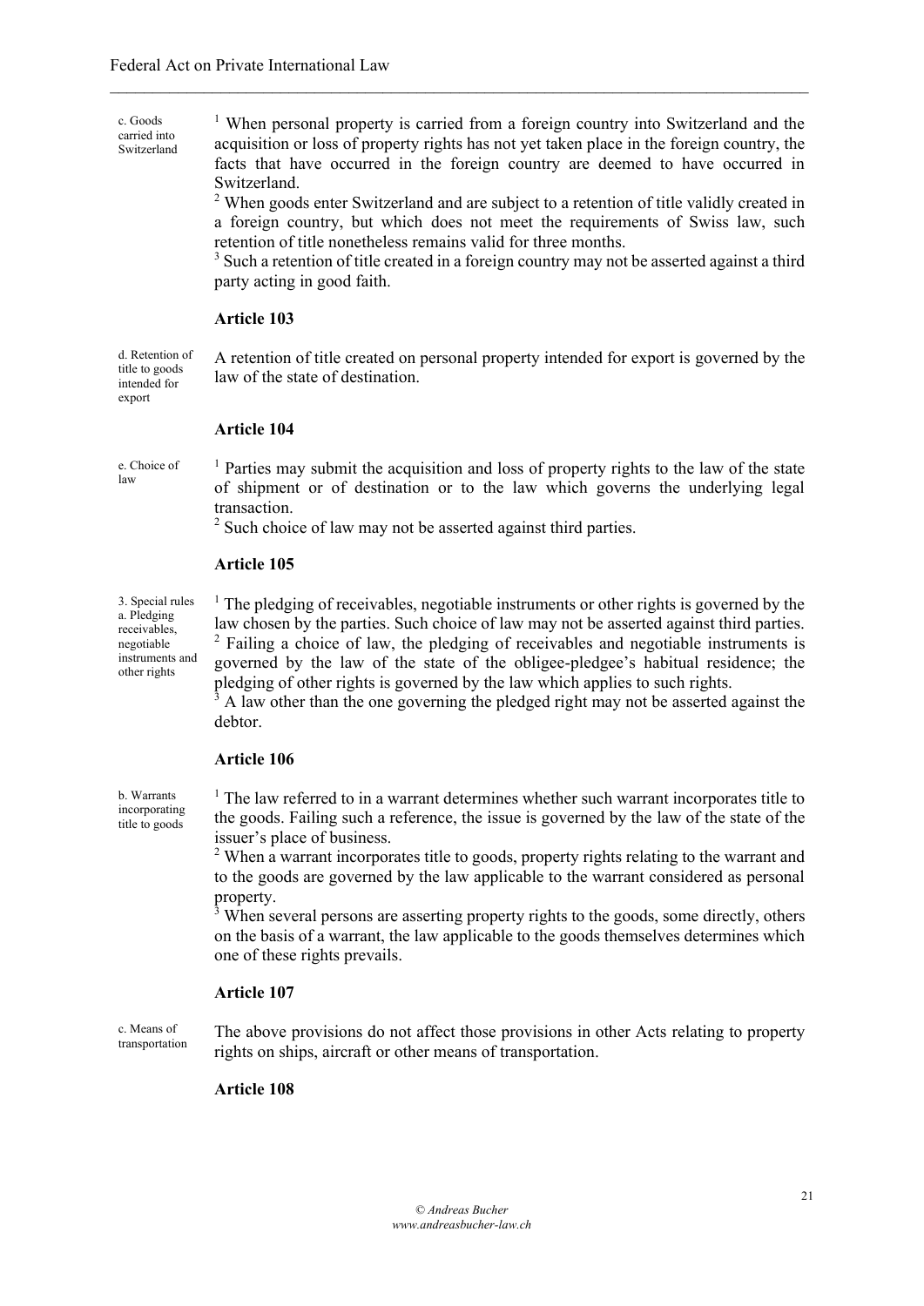c. Goods carried into Switzerland

[1] When personal property is carried from a foreign country into Switzerland and the acquisition or loss of property rights has not yet taken place in the foreign country, the facts that have occurred in the foreign country are deemed to have occurred in Switzerland.
[2] When goods enter Switzerland and are subject to a retention of title validly created in a foreign country, but which does not meet the requirements of Swiss law, such retention of title nonetheless remains valid for three months.
[3] Such a retention of title created in a foreign country may not be asserted against a third party acting in good faith.

**Article 103**

d. Retention of title to goods intended for export

A retention of title created on personal property intended for export is governed by the law of the state of destination.

**Article 104**

e. Choice of law

[1] Parties may submit the acquisition and loss of property rights to the law of the state of shipment or of destination or to the law which governs the underlying legal transaction.
[2] Such choice of law may not be asserted against third parties.

**Article 105**

3. Special rules
a. Pledging receivables, negotiable instruments and other rights

[1] The pledging of receivables, negotiable instruments or other rights is governed by the law chosen by the parties. Such choice of law may not be asserted against third parties.
[2] Failing a choice of law, the pledging of receivables and negotiable instruments is governed by the law of the state of the obligee-pledgee's habitual residence; the pledging of other rights is governed by the law which applies to such rights.
[3] A law other than the one governing the pledged right may not be asserted against the debtor.

**Article 106**

b. Warrants incorporating title to goods

[1] The law referred to in a warrant determines whether such warrant incorporates title to the goods. Failing such a reference, the issue is governed by the law of the state of the issuer's place of business.
[2] When a warrant incorporates title to goods, property rights relating to the warrant and to the goods are governed by the law applicable to the warrant considered as personal property.
[3] When several persons are asserting property rights to the goods, some directly, others on the basis of a warrant, the law applicable to the goods themselves determines which one of these rights prevails.

**Article 107**

c. Means of transportation

The above provisions do not affect those provisions in other Acts relating to property rights on ships, aircraft or other means of transportation.

**Article 108**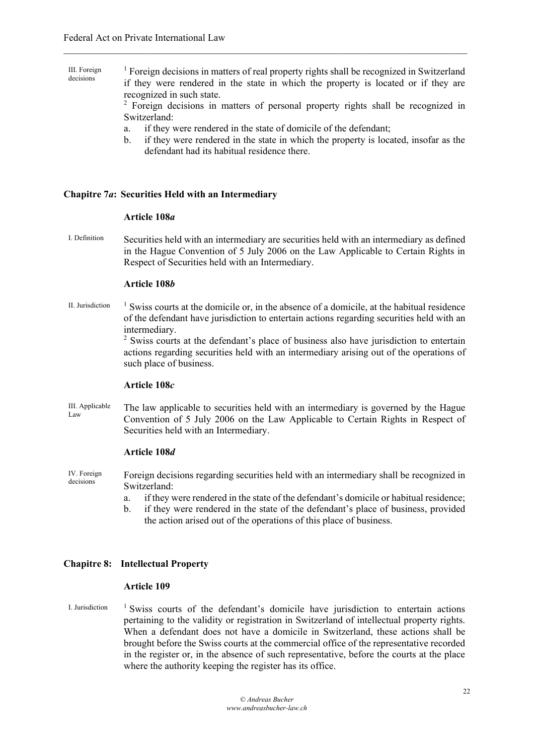III. Foreign decisions

[1] Foreign decisions in matters of real property rights shall be recognized in Switzerland if they were rendered in the state in which the property is located or if they are recognized in such state.

[2] Foreign decisions in matters of personal property rights shall be recognized in Switzerland:

a. if they were rendered in the state of domicile of the defendant;
b. if they were rendered in the state in which the property is located, insofar as the defendant had its habitual residence there.

## Chapitre 7*a*: Securities Held with an Intermediary

### Article 108*a*

I. Definition

Securities held with an intermediary are securities held with an intermediary as defined in the Hague Convention of 5 July 2006 on the Law Applicable to Certain Rights in Respect of Securities held with an Intermediary.

### Article 108*b*

II. Jurisdiction

[1] Swiss courts at the domicile or, in the absence of a domicile, at the habitual residence of the defendant have jurisdiction to entertain actions regarding securities held with an intermediary.

[2] Swiss courts at the defendant's place of business also have jurisdiction to entertain actions regarding securities held with an intermediary arising out of the operations of such place of business.

### Article 108*c*

III. Applicable Law

The law applicable to securities held with an intermediary is governed by the Hague Convention of 5 July 2006 on the Law Applicable to Certain Rights in Respect of Securities held with an Intermediary.

### Article 108*d*

IV. Foreign decisions

Foreign decisions regarding securities held with an intermediary shall be recognized in Switzerland:

a. if they were rendered in the state of the defendant's domicile or habitual residence;
b. if they were rendered in the state of the defendant's place of business, provided the action arised out of the operations of this place of business.

## Chapitre 8: Intellectual Property

### Article 109

I. Jurisdiction

[1] Swiss courts of the defendant's domicile have jurisdiction to entertain actions pertaining to the validity or registration in Switzerland of intellectual property rights. When a defendant does not have a domicile in Switzerland, these actions shall be brought before the Swiss courts at the commercial office of the representative recorded in the register or, in the absence of such representative, before the courts at the place where the authority keeping the register has its office.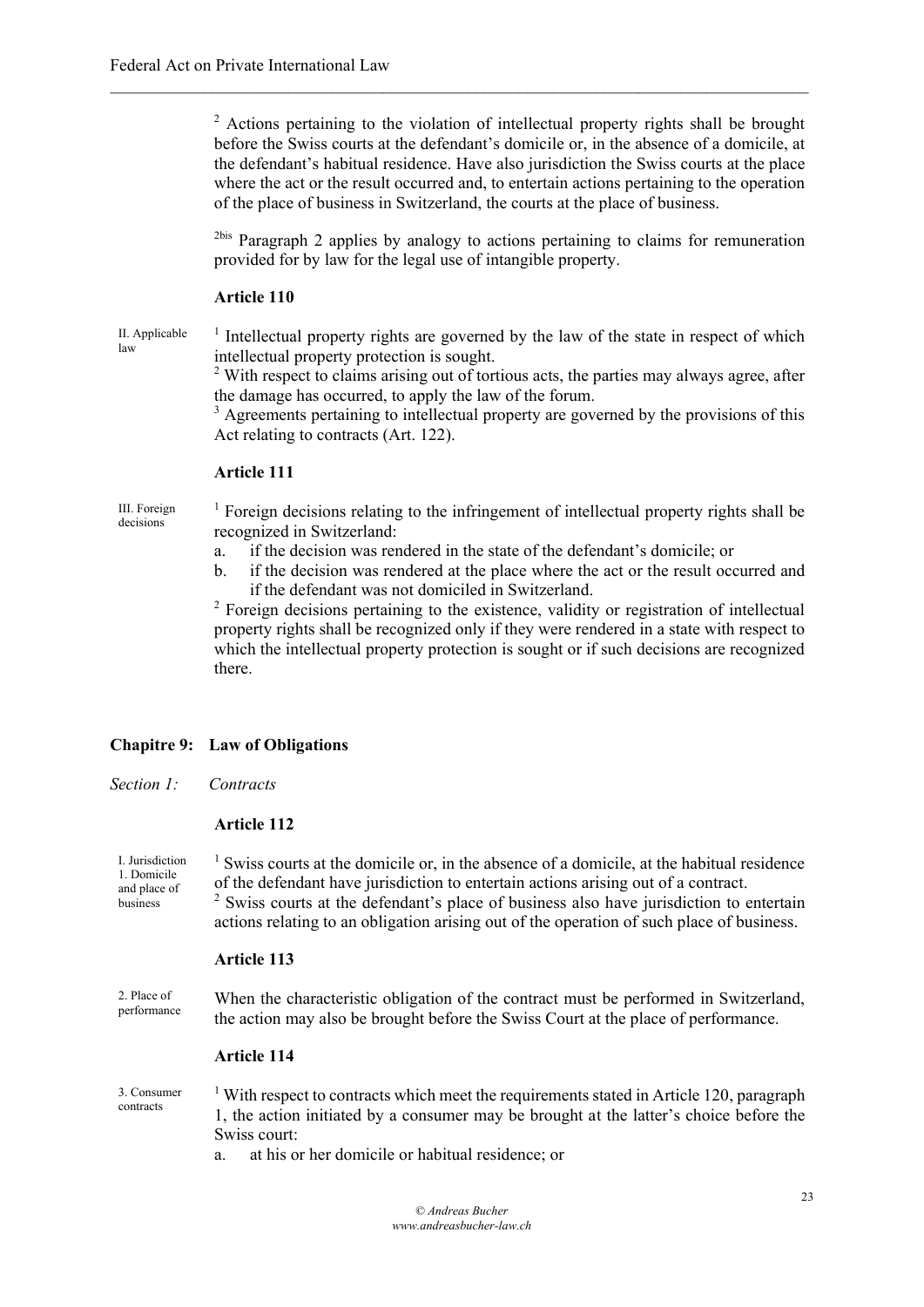[2] Actions pertaining to the violation of intellectual property rights shall be brought before the Swiss courts at the defendant's domicile or, in the absence of a domicile, at the defendant's habitual residence. Have also jurisdiction the Swiss courts at the place where the act or the result occurred and, to entertain actions pertaining to the operation of the place of business in Switzerland, the courts at the place of business.

[2bis] Paragraph 2 applies by analogy to actions pertaining to claims for remuneration provided for by law for the legal use of intangible property.

**Article 110**

II. Applicable law

[1] Intellectual property rights are governed by the law of the state in respect of which intellectual property protection is sought.
[2] With respect to claims arising out of tortious acts, the parties may always agree, after the damage has occurred, to apply the law of the forum.
[3] Agreements pertaining to intellectual property are governed by the provisions of this Act relating to contracts (Art. 122).

**Article 111**

III. Foreign decisions

[1] Foreign decisions relating to the infringement of intellectual property rights shall be recognized in Switzerland:

a. if the decision was rendered in the state of the defendant's domicile; or
b. if the decision was rendered at the place where the act or the result occurred and if the defendant was not domiciled in Switzerland.

[2] Foreign decisions pertaining to the existence, validity or registration of intellectual property rights shall be recognized only if they were rendered in a state with respect to which the intellectual property protection is sought or if such decisions are recognized there.

## Chapitre 9: Law of Obligations

### *Section 1: Contracts*

**Article 112**

I. Jurisdiction
1. Domicile and place of business

[1] Swiss courts at the domicile or, in the absence of a domicile, at the habitual residence of the defendant have jurisdiction to entertain actions arising out of a contract.
[2] Swiss courts at the defendant's place of business also have jurisdiction to entertain actions relating to an obligation arising out of the operation of such place of business.

**Article 113**

2. Place of performance

When the characteristic obligation of the contract must be performed in Switzerland, the action may also be brought before the Swiss Court at the place of performance.

**Article 114**

3. Consumer contracts

[1] With respect to contracts which meet the requirements stated in Article 120, paragraph 1, the action initiated by a consumer may be brought at the latter's choice before the Swiss court:

a. at his or her domicile or habitual residence; or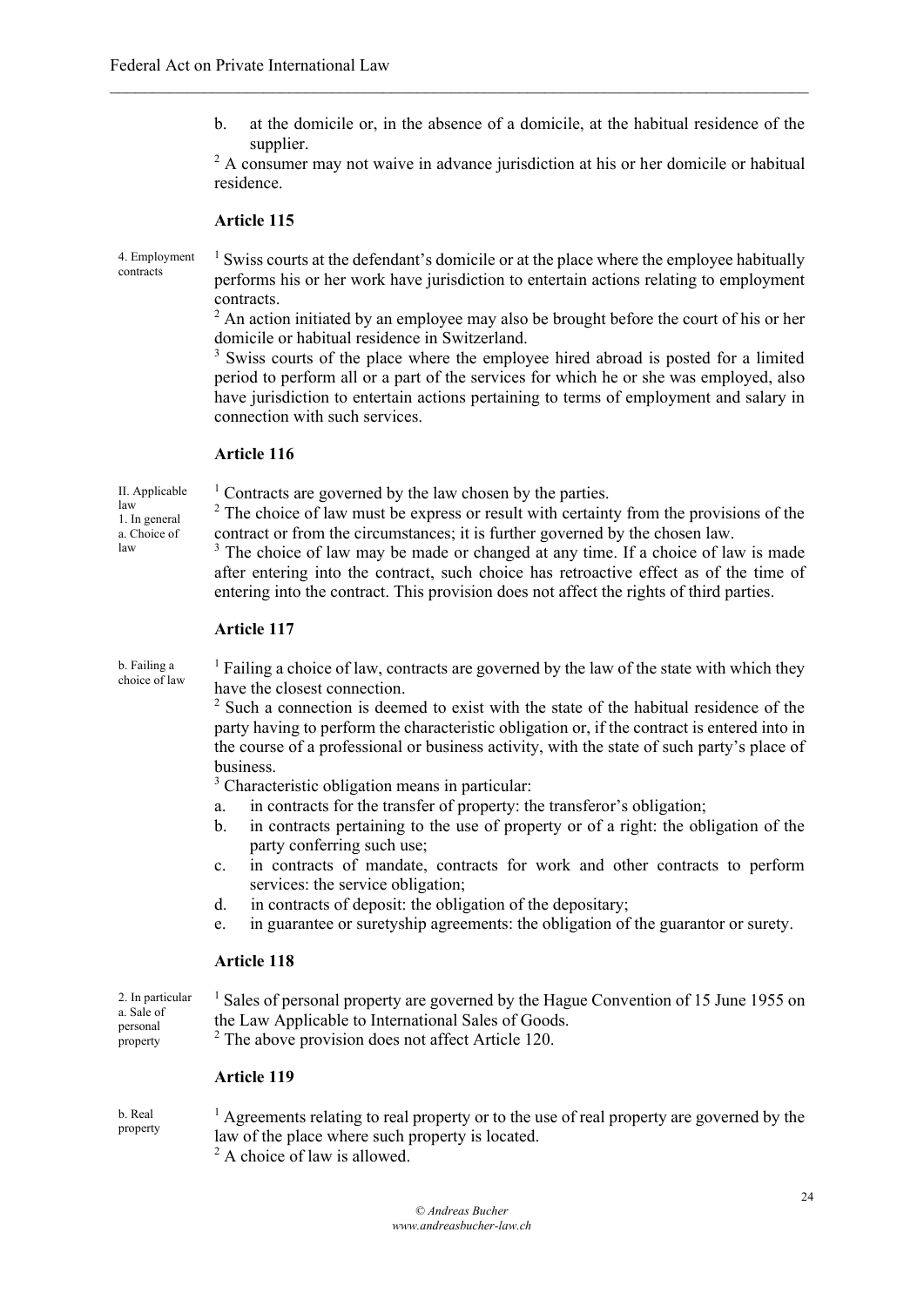b. at the domicile or, in the absence of a domicile, at the habitual residence of the supplier.

[2] A consumer may not waive in advance jurisdiction at his or her domicile or habitual residence.

**Article 115**

4. Employment contracts

[1] Swiss courts at the defendant's domicile or at the place where the employee habitually performs his or her work have jurisdiction to entertain actions relating to employment contracts.

[2] An action initiated by an employee may also be brought before the court of his or her domicile or habitual residence in Switzerland.

[3] Swiss courts of the place where the employee hired abroad is posted for a limited period to perform all or a part of the services for which he or she was employed, also have jurisdiction to entertain actions pertaining to terms of employment and salary in connection with such services.

**Article 116**

II. Applicable law
1. In general
a. Choice of law

[1] Contracts are governed by the law chosen by the parties.

[2] The choice of law must be express or result with certainty from the provisions of the contract or from the circumstances; it is further governed by the chosen law.

[3] The choice of law may be made or changed at any time. If a choice of law is made after entering into the contract, such choice has retroactive effect as of the time of entering into the contract. This provision does not affect the rights of third parties.

**Article 117**

b. Failing a choice of law

[1] Failing a choice of law, contracts are governed by the law of the state with which they have the closest connection.

[2] Such a connection is deemed to exist with the state of the habitual residence of the party having to perform the characteristic obligation or, if the contract is entered into in the course of a professional or business activity, with the state of such party's place of business.

[3] Characteristic obligation means in particular:

a. in contracts for the transfer of property: the transferor's obligation;
b. in contracts pertaining to the use of property or of a right: the obligation of the party conferring such use;
c. in contracts of mandate, contracts for work and other contracts to perform services: the service obligation;
d. in contracts of deposit: the obligation of the depositary;
e. in guarantee or suretyship agreements: the obligation of the guarantor or surety.

**Article 118**

2. In particular
a. Sale of personal property

[1] Sales of personal property are governed by the Hague Convention of 15 June 1955 on the Law Applicable to International Sales of Goods.

[2] The above provision does not affect Article 120.

**Article 119**

b. Real property

[1] Agreements relating to real property or to the use of real property are governed by the law of the place where such property is located.

[2] A choice of law is allowed.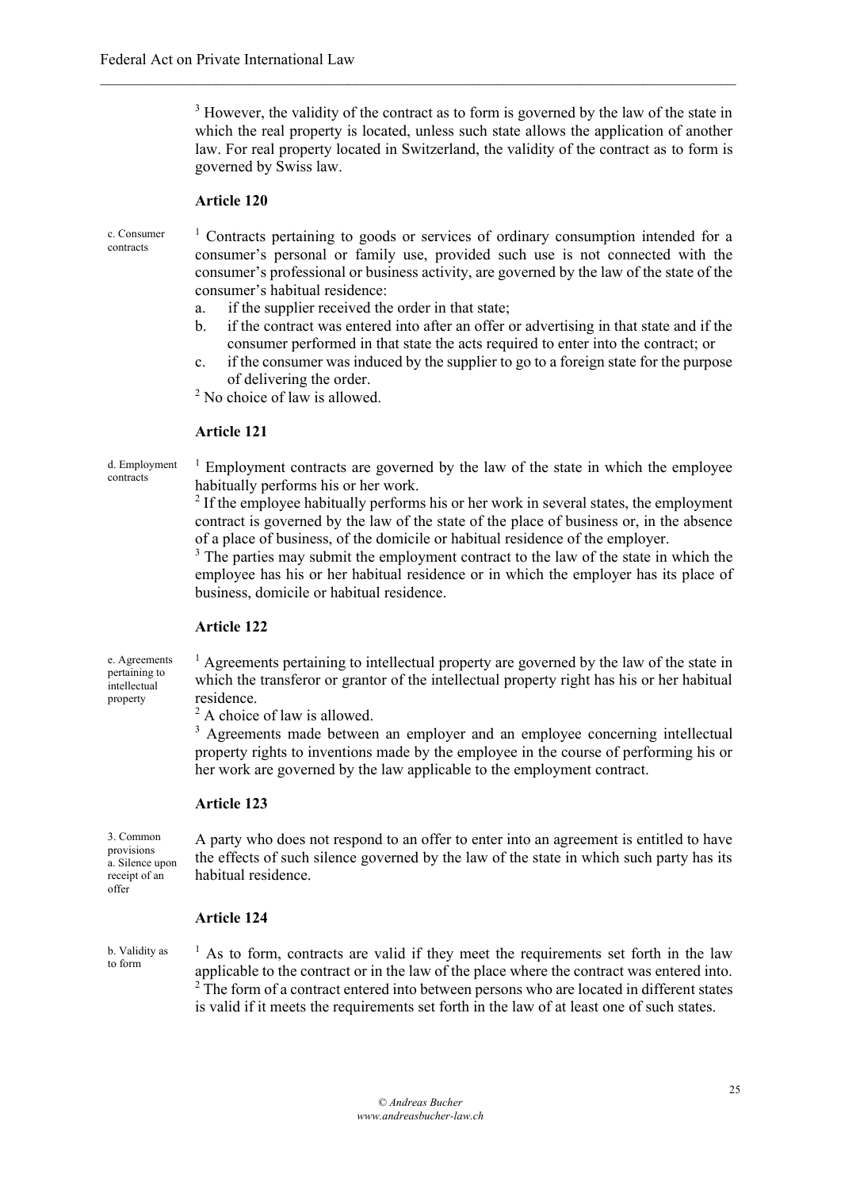[3] However, the validity of the contract as to form is governed by the law of the state in which the real property is located, unless such state allows the application of another law. For real property located in Switzerland, the validity of the contract as to form is governed by Swiss law.

### Article 120

c. Consumer contracts

[1] Contracts pertaining to goods or services of ordinary consumption intended for a consumer's personal or family use, provided such use is not connected with the consumer's professional or business activity, are governed by the law of the state of the consumer's habitual residence:

a. if the supplier received the order in that state;
b. if the contract was entered into after an offer or advertising in that state and if the consumer performed in that state the acts required to enter into the contract; or
c. if the consumer was induced by the supplier to go to a foreign state for the purpose of delivering the order.

[2] No choice of law is allowed.

### Article 121

d. Employment contracts

[1] Employment contracts are governed by the law of the state in which the employee habitually performs his or her work.
[2] If the employee habitually performs his or her work in several states, the employment contract is governed by the law of the state of the place of business or, in the absence of a place of business, of the domicile or habitual residence of the employer.
[3] The parties may submit the employment contract to the law of the state in which the employee has his or her habitual residence or in which the employer has its place of business, domicile or habitual residence.

### Article 122

e. Agreements pertaining to intellectual property

[1] Agreements pertaining to intellectual property are governed by the law of the state in which the transferor or grantor of the intellectual property right has his or her habitual residence.
[2] A choice of law is allowed.
[3] Agreements made between an employer and an employee concerning intellectual property rights to inventions made by the employee in the course of performing his or her work are governed by the law applicable to the employment contract.

### Article 123

3. Common provisions
a. Silence upon receipt of an offer

A party who does not respond to an offer to enter into an agreement is entitled to have the effects of such silence governed by the law of the state in which such party has its habitual residence.

### Article 124

b. Validity as to form

[1] As to form, contracts are valid if they meet the requirements set forth in the law applicable to the contract or in the law of the place where the contract was entered into.
[2] The form of a contract entered into between persons who are located in different states is valid if it meets the requirements set forth in the law of at least one of such states.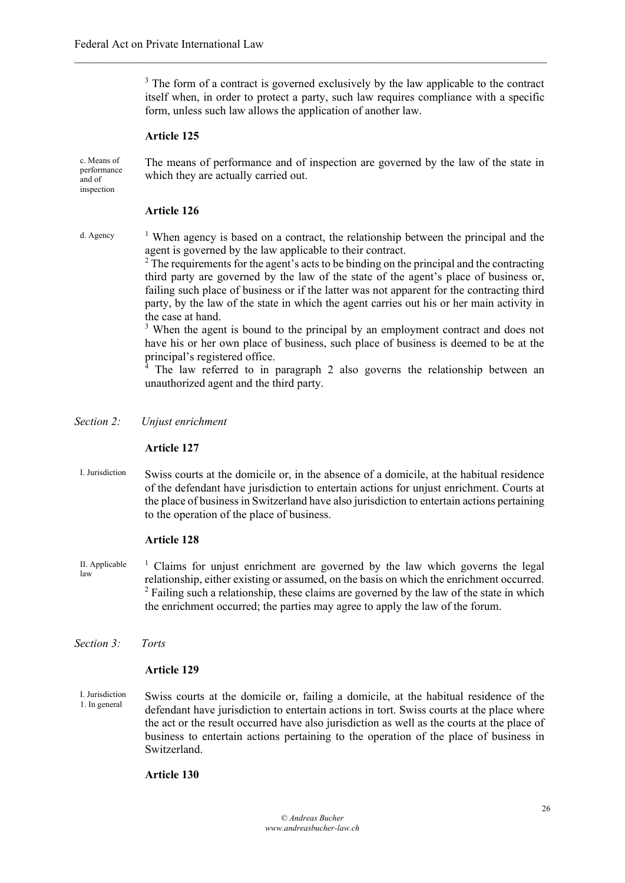[3] The form of a contract is governed exclusively by the law applicable to the contract itself when, in order to protect a party, such law requires compliance with a specific form, unless such law allows the application of another law.

**Article 125**

c. Means of performance and of inspection

The means of performance and of inspection are governed by the law of the state in which they are actually carried out.

**Article 126**

d. Agency

[1] When agency is based on a contract, the relationship between the principal and the agent is governed by the law applicable to their contract.
[2] The requirements for the agent's acts to be binding on the principal and the contracting third party are governed by the law of the state of the agent's place of business or, failing such place of business or if the latter was not apparent for the contracting third party, by the law of the state in which the agent carries out his or her main activity in the case at hand.
[3] When the agent is bound to the principal by an employment contract and does not have his or her own place of business, such place of business is deemed to be at the principal's registered office.
[4] The law referred to in paragraph 2 also governs the relationship between an unauthorized agent and the third party.

*Section 2: Unjust enrichment*

**Article 127**

I. Jurisdiction

Swiss courts at the domicile or, in the absence of a domicile, at the habitual residence of the defendant have jurisdiction to entertain actions for unjust enrichment. Courts at the place of business in Switzerland have also jurisdiction to entertain actions pertaining to the operation of the place of business.

**Article 128**

II. Applicable law

[1] Claims for unjust enrichment are governed by the law which governs the legal relationship, either existing or assumed, on the basis on which the enrichment occurred.
[2] Failing such a relationship, these claims are governed by the law of the state in which the enrichment occurred; the parties may agree to apply the law of the forum.

*Section 3: Torts*

**Article 129**

I. Jurisdiction
1. In general

Swiss courts at the domicile or, failing a domicile, at the habitual residence of the defendant have jurisdiction to entertain actions in tort. Swiss courts at the place where the act or the result occurred have also jurisdiction as well as the courts at the place of business to entertain actions pertaining to the operation of the place of business in Switzerland.

**Article 130**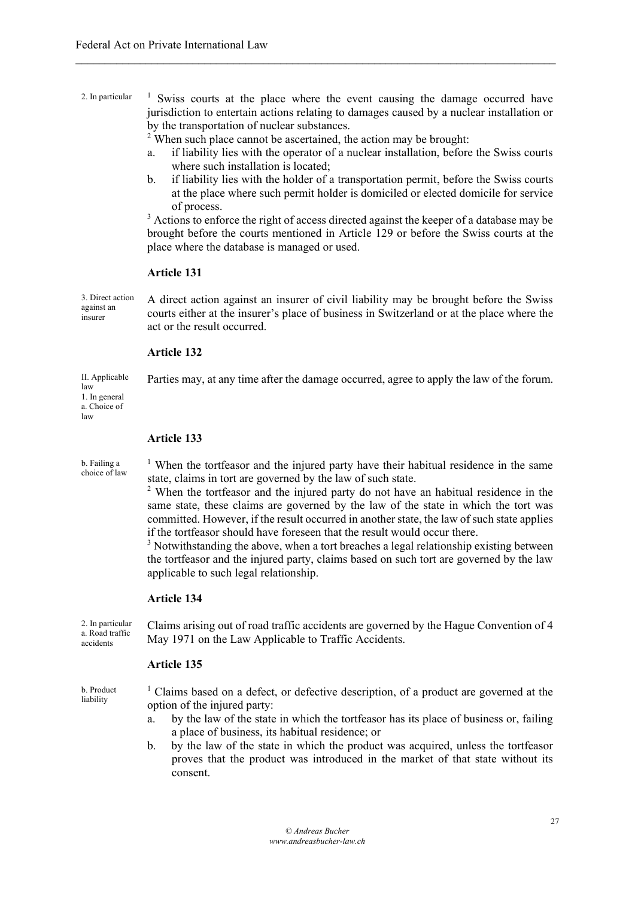2. In particular

[1] Swiss courts at the place where the event causing the damage occurred have jurisdiction to entertain actions relating to damages caused by a nuclear installation or by the transportation of nuclear substances.

[2] When such place cannot be ascertained, the action may be brought:

a. if liability lies with the operator of a nuclear installation, before the Swiss courts where such installation is located;
b. if liability lies with the holder of a transportation permit, before the Swiss courts at the place where such permit holder is domiciled or elected domicile for service of process.

[3] Actions to enforce the right of access directed against the keeper of a database may be brought before the courts mentioned in Article 129 or before the Swiss courts at the place where the database is managed or used.

**Article 131**

3. Direct action against an insurer

A direct action against an insurer of civil liability may be brought before the Swiss courts either at the insurer's place of business in Switzerland or at the place where the act or the result occurred.

**Article 132**

II. Applicable law
1. In general
a. Choice of law

Parties may, at any time after the damage occurred, agree to apply the law of the forum.

**Article 133**

b. Failing a choice of law

[1] When the tortfeasor and the injured party have their habitual residence in the same state, claims in tort are governed by the law of such state.

[2] When the tortfeasor and the injured party do not have an habitual residence in the same state, these claims are governed by the law of the state in which the tort was committed. However, if the result occurred in another state, the law of such state applies if the tortfeasor should have foreseen that the result would occur there.

[3] Notwithstanding the above, when a tort breaches a legal relationship existing between the tortfeasor and the injured party, claims based on such tort are governed by the law applicable to such legal relationship.

**Article 134**

2. In particular
a. Road traffic accidents

Claims arising out of road traffic accidents are governed by the Hague Convention of 4 May 1971 on the Law Applicable to Traffic Accidents.

**Article 135**

b. Product liability

[1] Claims based on a defect, or defective description, of a product are governed at the option of the injured party:

a. by the law of the state in which the tortfeasor has its place of business or, failing a place of business, its habitual residence; or
b. by the law of the state in which the product was acquired, unless the tortfeasor proves that the product was introduced in the market of that state without its consent.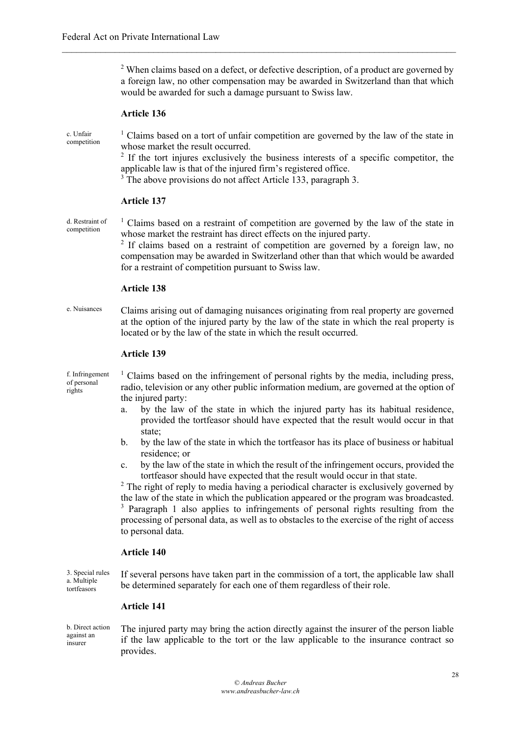[2] When claims based on a defect, or defective description, of a product are governed by a foreign law, no other compensation may be awarded in Switzerland than that which would be awarded for such a damage pursuant to Swiss law.

**Article 136**

c. Unfair competition

[1] Claims based on a tort of unfair competition are governed by the law of the state in whose market the result occurred.
[2] If the tort injures exclusively the business interests of a specific competitor, the applicable law is that of the injured firm's registered office.
[3] The above provisions do not affect Article 133, paragraph 3.

**Article 137**

d. Restraint of competition

[1] Claims based on a restraint of competition are governed by the law of the state in whose market the restraint has direct effects on the injured party.
[2] If claims based on a restraint of competition are governed by a foreign law, no compensation may be awarded in Switzerland other than that which would be awarded for a restraint of competition pursuant to Swiss law.

**Article 138**

e. Nuisances

Claims arising out of damaging nuisances originating from real property are governed at the option of the injured party by the law of the state in which the real property is located or by the law of the state in which the result occurred.

**Article 139**

f. Infringement of personal rights

[1] Claims based on the infringement of personal rights by the media, including press, radio, television or any other public information medium, are governed at the option of the injured party:

a. by the law of the state in which the injured party has its habitual residence, provided the tortfeasor should have expected that the result would occur in that state;
b. by the law of the state in which the tortfeasor has its place of business or habitual residence; or
c. by the law of the state in which the result of the infringement occurs, provided the tortfeasor should have expected that the result would occur in that state.

[2] The right of reply to media having a periodical character is exclusively governed by the law of the state in which the publication appeared or the program was broadcasted.
[3] Paragraph 1 also applies to infringements of personal rights resulting from the processing of personal data, as well as to obstacles to the exercise of the right of access to personal data.

**Article 140**

3. Special rules
a. Multiple tortfeasors

If several persons have taken part in the commission of a tort, the applicable law shall be determined separately for each one of them regardless of their role.

**Article 141**

b. Direct action against an insurer

The injured party may bring the action directly against the insurer of the person liable if the law applicable to the tort or the law applicable to the insurance contract so provides.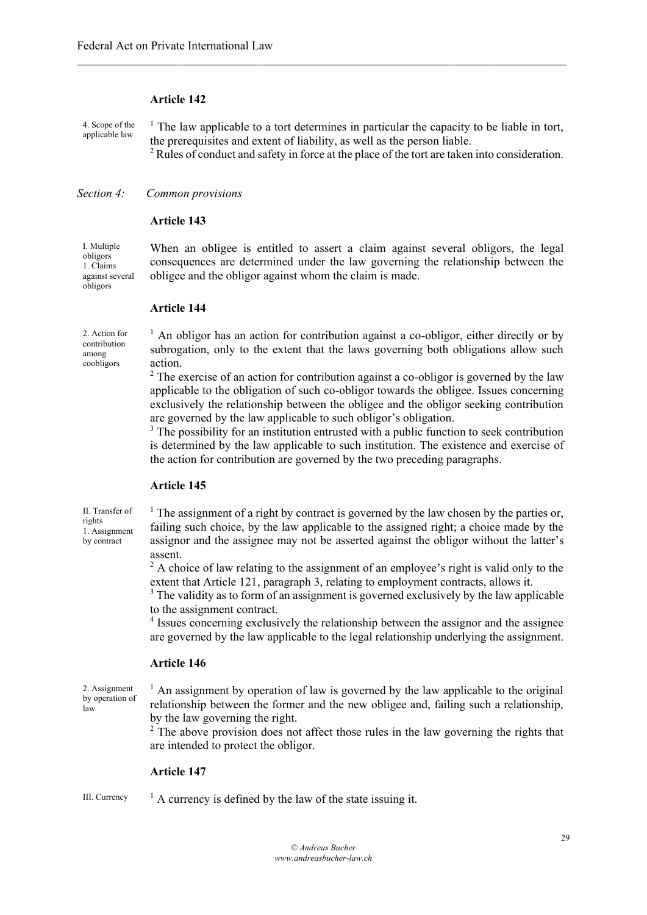**Article 142**

4. Scope of the applicable law

[1] The law applicable to a tort determines in particular the capacity to be liable in tort, the prerequisites and extent of liability, as well as the person liable.
[2] Rules of conduct and safety in force at the place of the tort are taken into consideration.

*Section 4: Common provisions*

**Article 143**

I. Multiple obligors
1. Claims against several obligors

When an obligee is entitled to assert a claim against several obligors, the legal consequences are determined under the law governing the relationship between the obligee and the obligor against whom the claim is made.

**Article 144**

2. Action for contribution among coobligors

[1] An obligor has an action for contribution against a co-obligor, either directly or by subrogation, only to the extent that the laws governing both obligations allow such action.
[2] The exercise of an action for contribution against a co-obligor is governed by the law applicable to the obligation of such co-obligor towards the obligee. Issues concerning exclusively the relationship between the obligee and the obligor seeking contribution are governed by the law applicable to such obligor's obligation.
[3] The possibility for an institution entrusted with a public function to seek contribution is determined by the law applicable to such institution. The existence and exercise of the action for contribution are governed by the two preceding paragraphs.

**Article 145**

II. Transfer of rights
1. Assignment by contract

[1] The assignment of a right by contract is governed by the law chosen by the parties or, failing such choice, by the law applicable to the assigned right; a choice made by the assignor and the assignee may not be asserted against the obligor without the latter's assent.
[2] A choice of law relating to the assignment of an employee's right is valid only to the extent that Article 121, paragraph 3, relating to employment contracts, allows it.
[3] The validity as to form of an assignment is governed exclusively by the law applicable to the assignment contract.
[4] Issues concerning exclusively the relationship between the assignor and the assignee are governed by the law applicable to the legal relationship underlying the assignment.

**Article 146**

2. Assignment by operation of law

[1] An assignment by operation of law is governed by the law applicable to the original relationship between the former and the new obligee and, failing such a relationship, by the law governing the right.
[2] The above provision does not affect those rules in the law governing the rights that are intended to protect the obligor.

**Article 147**

III. Currency

[1] A currency is defined by the law of the state issuing it.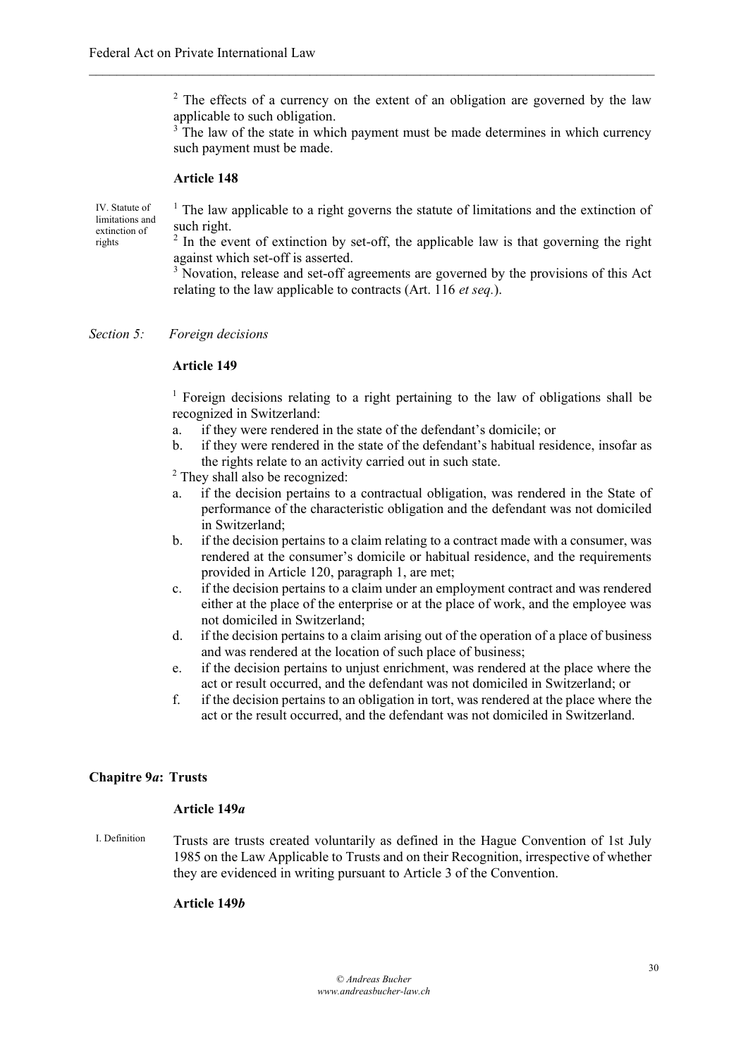[2] The effects of a currency on the extent of an obligation are governed by the law applicable to such obligation.
[3] The law of the state in which payment must be made determines in which currency such payment must be made.

**Article 148**

IV. Statute of limitations and extinction of rights

[1] The law applicable to a right governs the statute of limitations and the extinction of such right.
[2] In the event of extinction by set-off, the applicable law is that governing the right against which set-off is asserted.
[3] Novation, release and set-off agreements are governed by the provisions of this Act relating to the law applicable to contracts (Art. 116 *et seq.*).

*Section 5: Foreign decisions*

**Article 149**

[1] Foreign decisions relating to a right pertaining to the law of obligations shall be recognized in Switzerland:

a. if they were rendered in the state of the defendant's domicile; or
b. if they were rendered in the state of the defendant's habitual residence, insofar as the rights relate to an activity carried out in such state.

[2] They shall also be recognized:

a. if the decision pertains to a contractual obligation, was rendered in the State of performance of the characteristic obligation and the defendant was not domiciled in Switzerland;
b. if the decision pertains to a claim relating to a contract made with a consumer, was rendered at the consumer's domicile or habitual residence, and the requirements provided in Article 120, paragraph 1, are met;
c. if the decision pertains to a claim under an employment contract and was rendered either at the place of the enterprise or at the place of work, and the employee was not domiciled in Switzerland;
d. if the decision pertains to a claim arising out of the operation of a place of business and was rendered at the location of such place of business;
e. if the decision pertains to unjust enrichment, was rendered at the place where the act or result occurred, and the defendant was not domiciled in Switzerland; or
f. if the decision pertains to an obligation in tort, was rendered at the place where the act or the result occurred, and the defendant was not domiciled in Switzerland.

**Chapitre 9*a*: Trusts**

**Article 149*a***

I. Definition

Trusts are trusts created voluntarily as defined in the Hague Convention of 1st July 1985 on the Law Applicable to Trusts and on their Recognition, irrespective of whether they are evidenced in writing pursuant to Article 3 of the Convention.

**Article 149*b***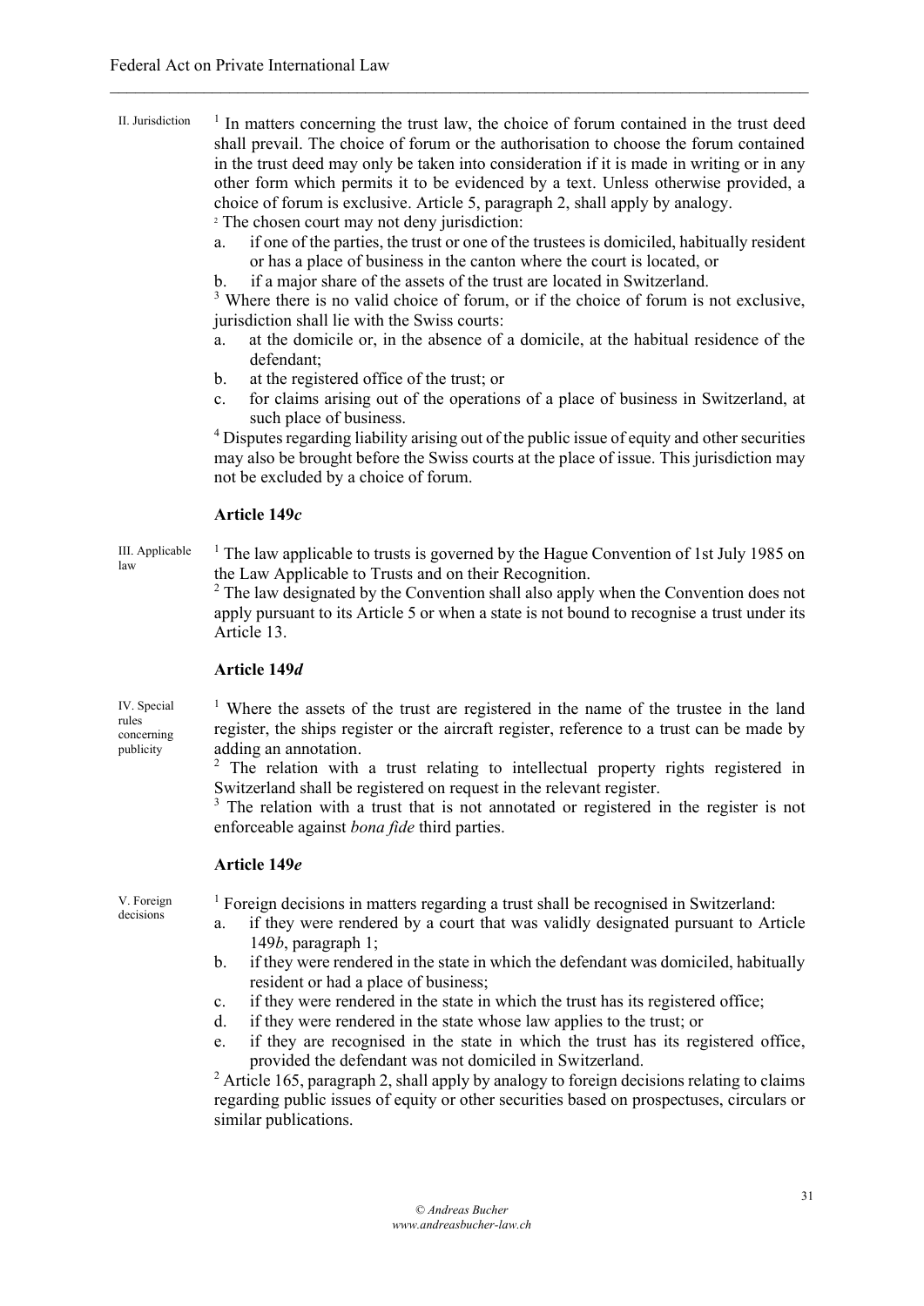II. Jurisdiction

[1] In matters concerning the trust law, the choice of forum contained in the trust deed shall prevail. The choice of forum or the authorisation to choose the forum contained in the trust deed may only be taken into consideration if it is made in writing or in any other form which permits it to be evidenced by a text. Unless otherwise provided, a choice of forum is exclusive. Article 5, paragraph 2, shall apply by analogy.

[2] The chosen court may not deny jurisdiction:

a. if one of the parties, the trust or one of the trustees is domiciled, habitually resident or has a place of business in the canton where the court is located, or
b. if a major share of the assets of the trust are located in Switzerland.

[3] Where there is no valid choice of forum, or if the choice of forum is not exclusive, jurisdiction shall lie with the Swiss courts:

a. at the domicile or, in the absence of a domicile, at the habitual residence of the defendant;
b. at the registered office of the trust; or
c. for claims arising out of the operations of a place of business in Switzerland, at such place of business.

[4] Disputes regarding liability arising out of the public issue of equity and other securities may also be brought before the Swiss courts at the place of issue. This jurisdiction may not be excluded by a choice of forum.

**Article 149*c***

III. Applicable law

[1] The law applicable to trusts is governed by the Hague Convention of 1st July 1985 on the Law Applicable to Trusts and on their Recognition.

[2] The law designated by the Convention shall also apply when the Convention does not apply pursuant to its Article 5 or when a state is not bound to recognise a trust under its Article 13.

**Article 149*d***

IV. Special rules concerning publicity

[1] Where the assets of the trust are registered in the name of the trustee in the land register, the ships register or the aircraft register, reference to a trust can be made by adding an annotation.

[2] The relation with a trust relating to intellectual property rights registered in Switzerland shall be registered on request in the relevant register.

[3] The relation with a trust that is not annotated or registered in the register is not enforceable against *bona fide* third parties.

**Article 149*e***

V. Foreign decisions

[1] Foreign decisions in matters regarding a trust shall be recognised in Switzerland:

a. if they were rendered by a court that was validly designated pursuant to Article 149*b*, paragraph 1;
b. if they were rendered in the state in which the defendant was domiciled, habitually resident or had a place of business;
c. if they were rendered in the state in which the trust has its registered office;
d. if they were rendered in the state whose law applies to the trust; or
e. if they are recognised in the state in which the trust has its registered office, provided the defendant was not domiciled in Switzerland.

[2] Article 165, paragraph 2, shall apply by analogy to foreign decisions relating to claims regarding public issues of equity or other securities based on prospectuses, circulars or similar publications.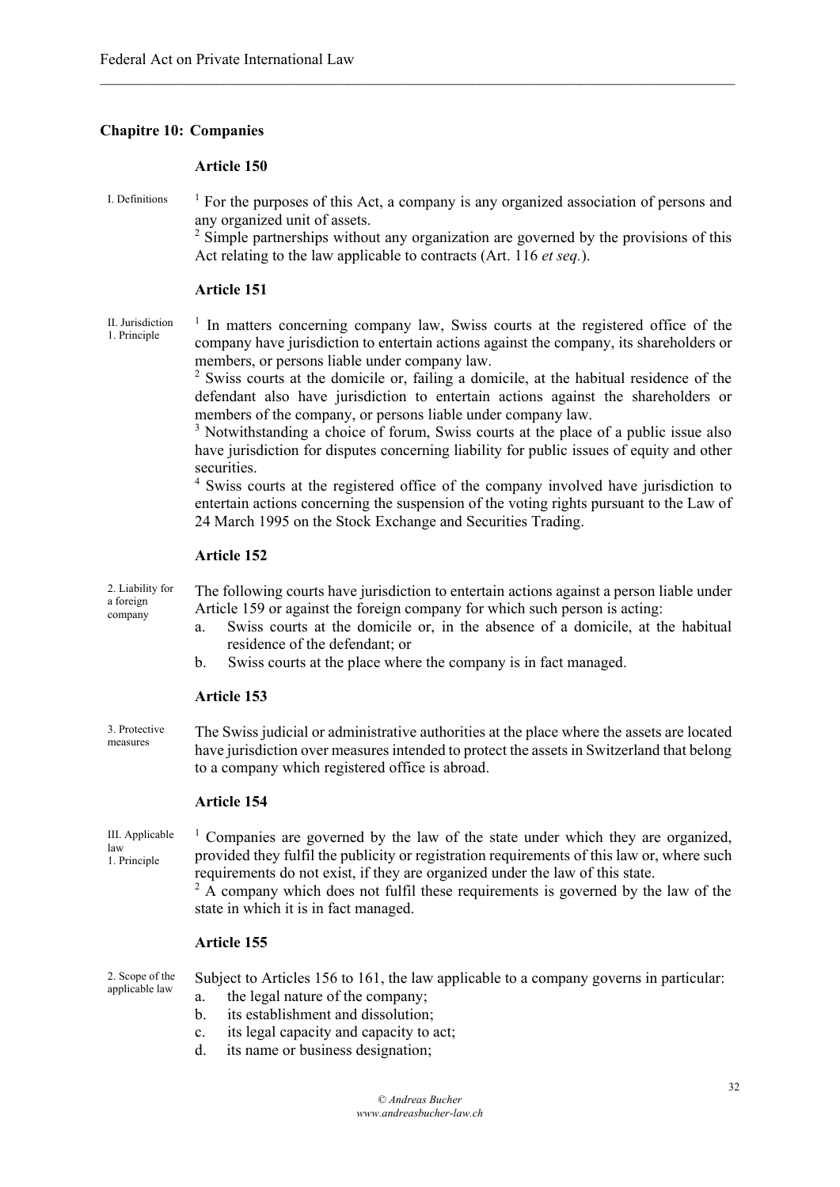## Chapitre 10: Companies

### Article 150

I. Definitions

[1] For the purposes of this Act, a company is any organized association of persons and any organized unit of assets.
[2] Simple partnerships without any organization are governed by the provisions of this Act relating to the law applicable to contracts (Art. 116 *et seq.*).

### Article 151

II. Jurisdiction
1. Principle

[1] In matters concerning company law, Swiss courts at the registered office of the company have jurisdiction to entertain actions against the company, its shareholders or members, or persons liable under company law.
[2] Swiss courts at the domicile or, failing a domicile, at the habitual residence of the defendant also have jurisdiction to entertain actions against the shareholders or members of the company, or persons liable under company law.
[3] Notwithstanding a choice of forum, Swiss courts at the place of a public issue also have jurisdiction for disputes concerning liability for public issues of equity and other securities.
[4] Swiss courts at the registered office of the company involved have jurisdiction to entertain actions concerning the suspension of the voting rights pursuant to the Law of 24 March 1995 on the Stock Exchange and Securities Trading.

### Article 152

2. Liability for a foreign company

The following courts have jurisdiction to entertain actions against a person liable under Article 159 or against the foreign company for which such person is acting:

a. Swiss courts at the domicile or, in the absence of a domicile, at the habitual residence of the defendant; or
b. Swiss courts at the place where the company is in fact managed.

### Article 153

3. Protective measures

The Swiss judicial or administrative authorities at the place where the assets are located have jurisdiction over measures intended to protect the assets in Switzerland that belong to a company which registered office is abroad.

### Article 154

III. Applicable law
1. Principle

[1] Companies are governed by the law of the state under which they are organized, provided they fulfil the publicity or registration requirements of this law or, where such requirements do not exist, if they are organized under the law of this state.
[2] A company which does not fulfil these requirements is governed by the law of the state in which it is in fact managed.

### Article 155

2. Scope of the applicable law

Subject to Articles 156 to 161, the law applicable to a company governs in particular:

a. the legal nature of the company;
b. its establishment and dissolution;
c. its legal capacity and capacity to act;
d. its name or business designation;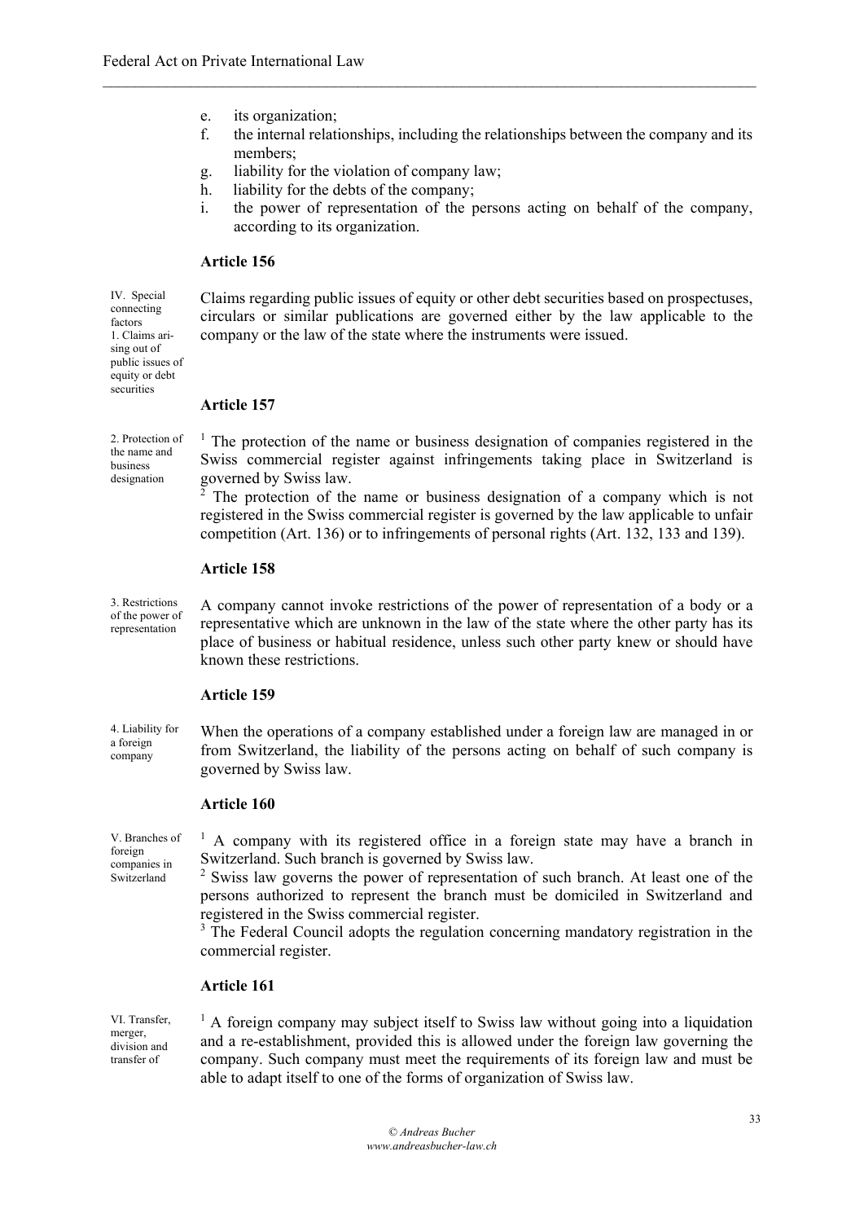e. its organization;
f. the internal relationships, including the relationships between the company and its members;
g. liability for the violation of company law;
h. liability for the debts of the company;
i. the power of representation of the persons acting on behalf of the company, according to its organization.

**Article 156**

IV. Special connecting factors
1. Claims arising out of public issues of equity or debt securities

Claims regarding public issues of equity or other debt securities based on prospectuses, circulars or similar publications are governed either by the law applicable to the company or the law of the state where the instruments were issued.

**Article 157**

2. Protection of the name and business designation

[1] The protection of the name or business designation of companies registered in the Swiss commercial register against infringements taking place in Switzerland is governed by Swiss law.
[2] The protection of the name or business designation of a company which is not registered in the Swiss commercial register is governed by the law applicable to unfair competition (Art. 136) or to infringements of personal rights (Art. 132, 133 and 139).

**Article 158**

3. Restrictions of the power of representation

A company cannot invoke restrictions of the power of representation of a body or a representative which are unknown in the law of the state where the other party has its place of business or habitual residence, unless such other party knew or should have known these restrictions.

**Article 159**

4. Liability for a foreign company

When the operations of a company established under a foreign law are managed in or from Switzerland, the liability of the persons acting on behalf of such company is governed by Swiss law.

**Article 160**

V. Branches of foreign companies in Switzerland

[1] A company with its registered office in a foreign state may have a branch in Switzerland. Such branch is governed by Swiss law.
[2] Swiss law governs the power of representation of such branch. At least one of the persons authorized to represent the branch must be domiciled in Switzerland and registered in the Swiss commercial register.
[3] The Federal Council adopts the regulation concerning mandatory registration in the commercial register.

**Article 161**

VI. Transfer, merger, division and transfer of

[1] A foreign company may subject itself to Swiss law without going into a liquidation and a re-establishment, provided this is allowed under the foreign law governing the company. Such company must meet the requirements of its foreign law and must be able to adapt itself to one of the forms of organization of Swiss law.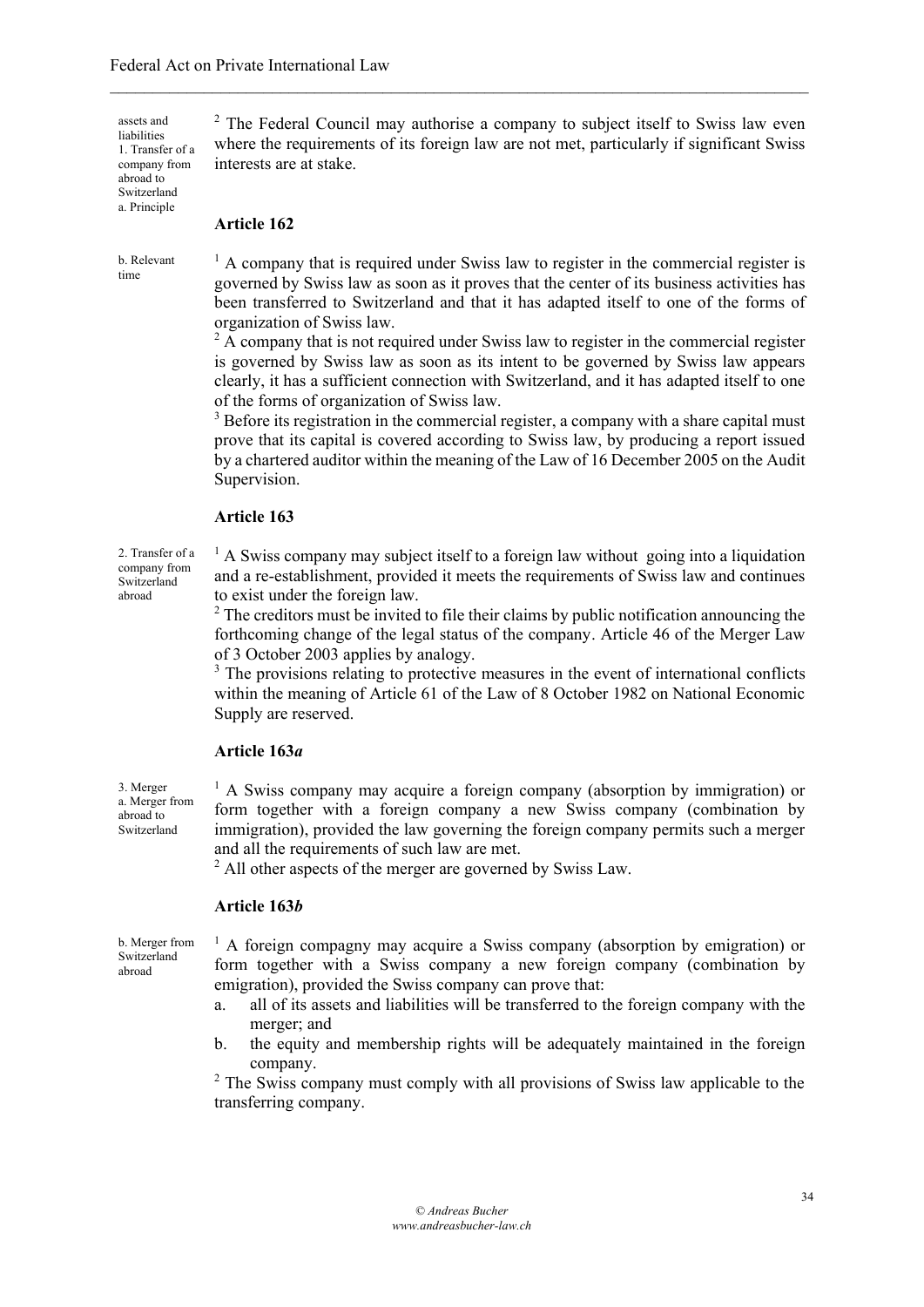assets and liabilities
1. Transfer of a company from abroad to Switzerland
a. Principle

[2] The Federal Council may authorise a company to subject itself to Swiss law even where the requirements of its foreign law are not met, particularly if significant Swiss interests are at stake.

**Article 162**

b. Relevant time

[1] A company that is required under Swiss law to register in the commercial register is governed by Swiss law as soon as it proves that the center of its business activities has been transferred to Switzerland and that it has adapted itself to one of the forms of organization of Swiss law.
[2] A company that is not required under Swiss law to register in the commercial register is governed by Swiss law as soon as its intent to be governed by Swiss law appears clearly, it has a sufficient connection with Switzerland, and it has adapted itself to one of the forms of organization of Swiss law.
[3] Before its registration in the commercial register, a company with a share capital must prove that its capital is covered according to Swiss law, by producing a report issued by a chartered auditor within the meaning of the Law of 16 December 2005 on the Audit Supervision.

**Article 163**

2. Transfer of a company from Switzerland abroad

[1] A Swiss company may subject itself to a foreign law without going into a liquidation and a re-establishment, provided it meets the requirements of Swiss law and continues to exist under the foreign law.
[2] The creditors must be invited to file their claims by public notification announcing the forthcoming change of the legal status of the company. Article 46 of the Merger Law of 3 October 2003 applies by analogy.
[3] The provisions relating to protective measures in the event of international conflicts within the meaning of Article 61 of the Law of 8 October 1982 on National Economic Supply are reserved.

**Article 163*a***

3. Merger
a. Merger from abroad to Switzerland

[1] A Swiss company may acquire a foreign company (absorption by immigration) or form together with a foreign company a new Swiss company (combination by immigration), provided the law governing the foreign company permits such a merger and all the requirements of such law are met.
[2] All other aspects of the merger are governed by Swiss Law.

**Article 163*b***

b. Merger from Switzerland abroad

[1] A foreign compagny may acquire a Swiss company (absorption by emigration) or form together with a Swiss company a new foreign company (combination by emigration), provided the Swiss company can prove that:

a. all of its assets and liabilities will be transferred to the foreign company with the merger; and
b. the equity and membership rights will be adequately maintained in the foreign company.

[2] The Swiss company must comply with all provisions of Swiss law applicable to the transferring company.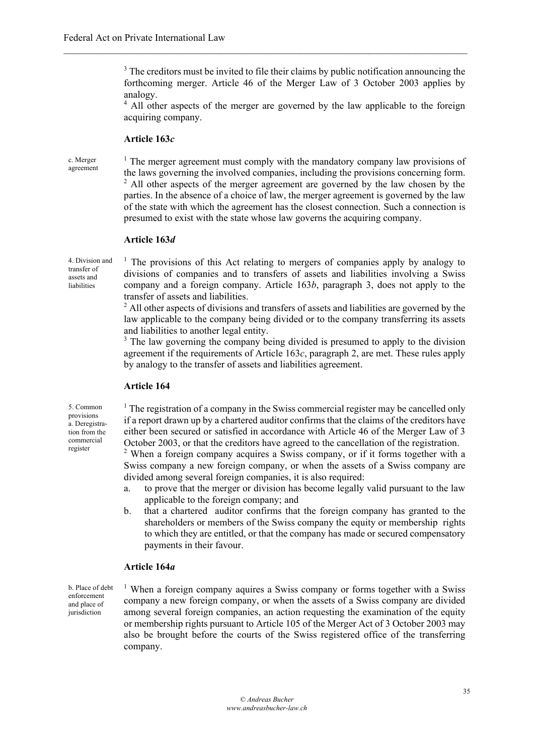[3] The creditors must be invited to file their claims by public notification announcing the forthcoming merger. Article 46 of the Merger Law of 3 October 2003 applies by analogy.
[4] All other aspects of the merger are governed by the law applicable to the foreign acquiring company.

### Article 163*c*

c. Merger agreement

[1] The merger agreement must comply with the mandatory company law provisions of the laws governing the involved companies, including the provisions concerning form.
[2] All other aspects of the merger agreement are governed by the law chosen by the parties. In the absence of a choice of law, the merger agreement is governed by the law of the state with which the agreement has the closest connection. Such a connection is presumed to exist with the state whose law governs the acquiring company.

### Article 163*d*

4. Division and transfer of assets and liabilities

[1] The provisions of this Act relating to mergers of companies apply by analogy to divisions of companies and to transfers of assets and liabilities involving a Swiss company and a foreign company. Article 163*b*, paragraph 3, does not apply to the transfer of assets and liabilities.
[2] All other aspects of divisions and transfers of assets and liabilities are governed by the law applicable to the company being divided or to the company transferring its assets and liabilities to another legal entity.
[3] The law governing the company being divided is presumed to apply to the division agreement if the requirements of Article 163*c*, paragraph 2, are met. These rules apply by analogy to the transfer of assets and liabilities agreement.

### Article 164

5. Common provisions
a. Deregistration from the commercial register

[1] The registration of a company in the Swiss commercial register may be cancelled only if a report drawn up by a chartered auditor confirms that the claims of the creditors have either been secured or satisfied in accordance with Article 46 of the Merger Law of 3 October 2003, or that the creditors have agreed to the cancellation of the registration.
[2] When a foreign company acquires a Swiss company, or if it forms together with a Swiss company a new foreign company, or when the assets of a Swiss company are divided among several foreign companies, it is also required:

a. to prove that the merger or division has become legally valid pursuant to the law applicable to the foreign company; and
b. that a chartered auditor confirms that the foreign company has granted to the shareholders or members of the Swiss company the equity or membership rights to which they are entitled, or that the company has made or secured compensatory payments in their favour.

### Article 164*a*

b. Place of debt enforcement and place of jurisdiction

[1] When a foreign company aquires a Swiss company or forms together with a Swiss company a new foreign company, or when the assets of a Swiss company are divided among several foreign companies, an action requesting the examination of the equity or membership rights pursuant to Article 105 of the Merger Act of 3 October 2003 may also be brought before the courts of the Swiss registered office of the transferring company.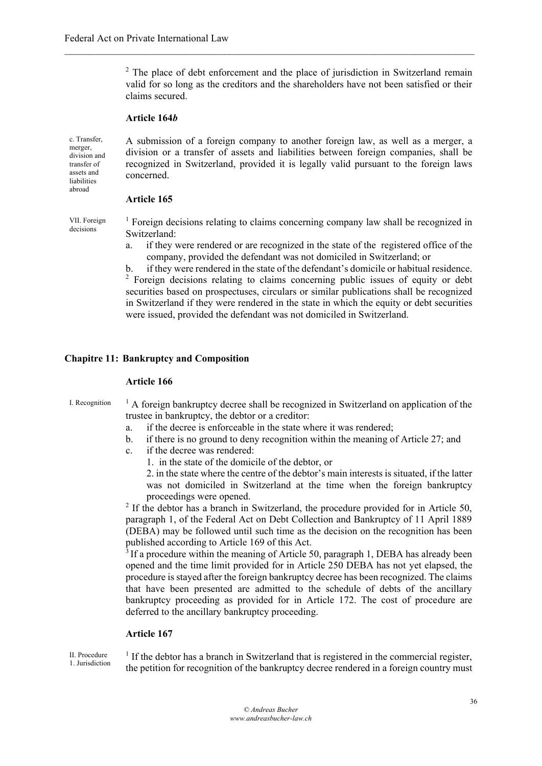[2] The place of debt enforcement and the place of jurisdiction in Switzerland remain valid for so long as the creditors and the shareholders have not been satisfied or their claims secured.

### Article 164*b*

c. Transfer, merger, division and transfer of assets and liabilities abroad

A submission of a foreign company to another foreign law, as well as a merger, a division or a transfer of assets and liabilities between foreign companies, shall be recognized in Switzerland, provided it is legally valid pursuant to the foreign laws concerned.

### Article 165

VII. Foreign decisions

[1] Foreign decisions relating to claims concerning company law shall be recognized in Switzerland:

a. if they were rendered or are recognized in the state of the registered office of the company, provided the defendant was not domiciled in Switzerland; or

b. if they were rendered in the state of the defendant's domicile or habitual residence.

[2] Foreign decisions relating to claims concerning public issues of equity or debt securities based on prospectuses, circulars or similar publications shall be recognized in Switzerland if they were rendered in the state in which the equity or debt securities were issued, provided the defendant was not domiciled in Switzerland.

## Chapitre 11: Bankruptcy and Composition

### Article 166

I. Recognition

[1] A foreign bankruptcy decree shall be recognized in Switzerland on application of the trustee in bankruptcy, the debtor or a creditor:

a. if the decree is enforceable in the state where it was rendered;

b. if there is no ground to deny recognition within the meaning of Article 27; and

c. if the decree was rendered:

1. in the state of the domicile of the debtor, or

2. in the state where the centre of the debtor's main interests is situated, if the latter was not domiciled in Switzerland at the time when the foreign bankruptcy proceedings were opened.

[2] If the debtor has a branch in Switzerland, the procedure provided for in Article 50, paragraph 1, of the Federal Act on Debt Collection and Bankruptcy of 11 April 1889 (DEBA) may be followed until such time as the decision on the recognition has been published according to Article 169 of this Act.

[3] If a procedure within the meaning of Article 50, paragraph 1, DEBA has already been opened and the time limit provided for in Article 250 DEBA has not yet elapsed, the procedure is stayed after the foreign bankruptcy decree has been recognized. The claims that have been presented are admitted to the schedule of debts of the ancillary bankruptcy proceeding as provided for in Article 172. The cost of procedure are deferred to the ancillary bankruptcy proceeding.

### Article 167

II. Procedure
1. Jurisdiction

[1] If the debtor has a branch in Switzerland that is registered in the commercial register, the petition for recognition of the bankruptcy decree rendered in a foreign country must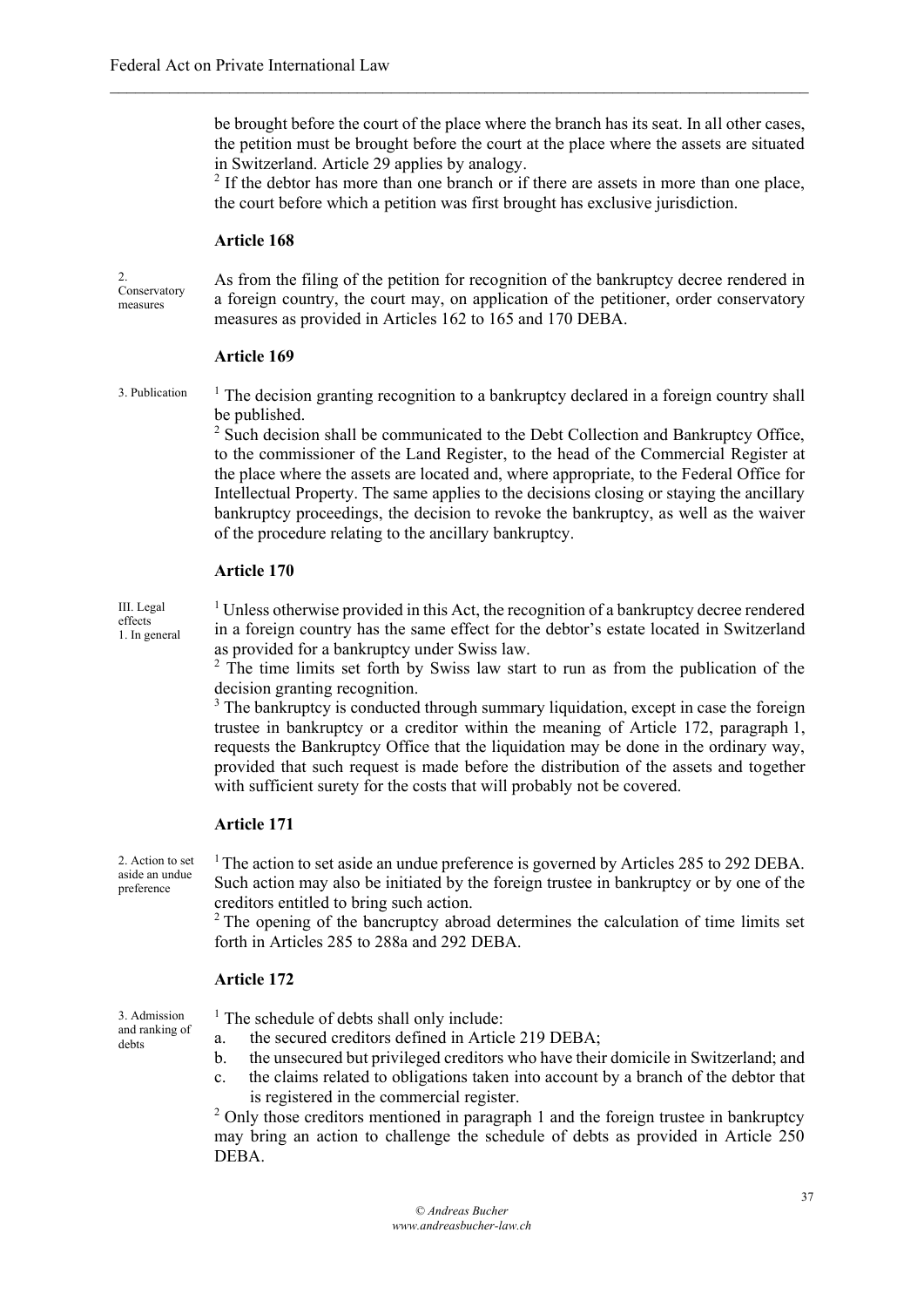be brought before the court of the place where the branch has its seat. In all other cases, the petition must be brought before the court at the place where the assets are situated in Switzerland. Article 29 applies by analogy.

[2] If the debtor has more than one branch or if there are assets in more than one place, the court before which a petition was first brought has exclusive jurisdiction.

**Article 168**

2. Conservatory measures

As from the filing of the petition for recognition of the bankruptcy decree rendered in a foreign country, the court may, on application of the petitioner, order conservatory measures as provided in Articles 162 to 165 and 170 DEBA.

**Article 169**

3. Publication

[1] The decision granting recognition to a bankruptcy declared in a foreign country shall be published.

[2] Such decision shall be communicated to the Debt Collection and Bankruptcy Office, to the commissioner of the Land Register, to the head of the Commercial Register at the place where the assets are located and, where appropriate, to the Federal Office for Intellectual Property. The same applies to the decisions closing or staying the ancillary bankruptcy proceedings, the decision to revoke the bankruptcy, as well as the waiver of the procedure relating to the ancillary bankruptcy.

**Article 170**

III. Legal effects
1. In general

[1] Unless otherwise provided in this Act, the recognition of a bankruptcy decree rendered in a foreign country has the same effect for the debtor's estate located in Switzerland as provided for a bankruptcy under Swiss law.

[2] The time limits set forth by Swiss law start to run as from the publication of the decision granting recognition.

[3] The bankruptcy is conducted through summary liquidation, except in case the foreign trustee in bankruptcy or a creditor within the meaning of Article 172, paragraph 1, requests the Bankruptcy Office that the liquidation may be done in the ordinary way, provided that such request is made before the distribution of the assets and together with sufficient surety for the costs that will probably not be covered.

**Article 171**

2. Action to set aside an undue preference

[1] The action to set aside an undue preference is governed by Articles 285 to 292 DEBA. Such action may also be initiated by the foreign trustee in bankruptcy or by one of the creditors entitled to bring such action.

[2] The opening of the bancruptcy abroad determines the calculation of time limits set forth in Articles 285 to 288a and 292 DEBA.

**Article 172**

3. Admission and ranking of debts

[1] The schedule of debts shall only include:

a. the secured creditors defined in Article 219 DEBA;
b. the unsecured but privileged creditors who have their domicile in Switzerland; and
c. the claims related to obligations taken into account by a branch of the debtor that is registered in the commercial register.

[2] Only those creditors mentioned in paragraph 1 and the foreign trustee in bankruptcy may bring an action to challenge the schedule of debts as provided in Article 250 DEBA.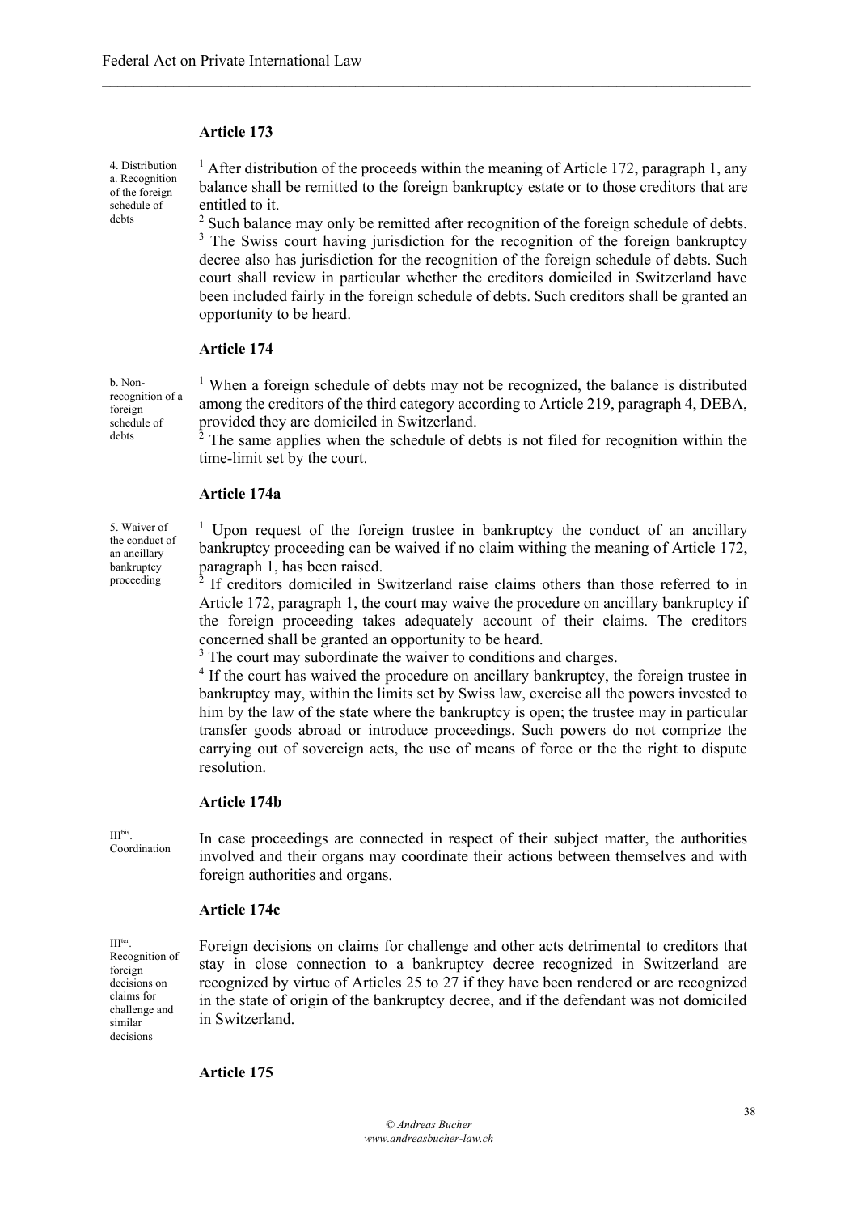## Article 173

4. Distribution
a. Recognition of the foreign schedule of debts

[1] After distribution of the proceeds within the meaning of Article 172, paragraph 1, any balance shall be remitted to the foreign bankruptcy estate or to those creditors that are entitled to it.
[2] Such balance may only be remitted after recognition of the foreign schedule of debts.
[3] The Swiss court having jurisdiction for the recognition of the foreign bankruptcy decree also has jurisdiction for the recognition of the foreign schedule of debts. Such court shall review in particular whether the creditors domiciled in Switzerland have been included fairly in the foreign schedule of debts. Such creditors shall be granted an opportunity to be heard.

## Article 174

b. Non-recognition of a foreign schedule of debts

[1] When a foreign schedule of debts may not be recognized, the balance is distributed among the creditors of the third category according to Article 219, paragraph 4, DEBA, provided they are domiciled in Switzerland.
[2] The same applies when the schedule of debts is not filed for recognition within the time-limit set by the court.

## Article 174a

5. Waiver of the conduct of an ancillary bankruptcy proceeding

[1] Upon request of the foreign trustee in bankruptcy the conduct of an ancillary bankruptcy proceeding can be waived if no claim withing the meaning of Article 172, paragraph 1, has been raised.
[2] If creditors domiciled in Switzerland raise claims others than those referred to in Article 172, paragraph 1, the court may waive the procedure on ancillary bankruptcy if the foreign proceeding takes adequately account of their claims. The creditors concerned shall be granted an opportunity to be heard.
[3] The court may subordinate the waiver to conditions and charges.
[4] If the court has waived the procedure on ancillary bankruptcy, the foreign trustee in bankruptcy may, within the limits set by Swiss law, exercise all the powers invested to him by the law of the state where the bankruptcy is open; the trustee may in particular transfer goods abroad or introduce proceedings. Such powers do not comprize the carrying out of sovereign acts, the use of means of force or the the right to dispute resolution.

## Article 174b

III[bis]. Coordination

In case proceedings are connected in respect of their subject matter, the authorities involved and their organs may coordinate their actions between themselves and with foreign authorities and organs.

## Article 174c

III[ter]. Recognition of foreign decisions on claims for challenge and similar decisions

Foreign decisions on claims for challenge and other acts detrimental to creditors that stay in close connection to a bankruptcy decree recognized in Switzerland are recognized by virtue of Articles 25 to 27 if they have been rendered or are recognized in the state of origin of the bankruptcy decree, and if the defendant was not domiciled in Switzerland.

## Article 175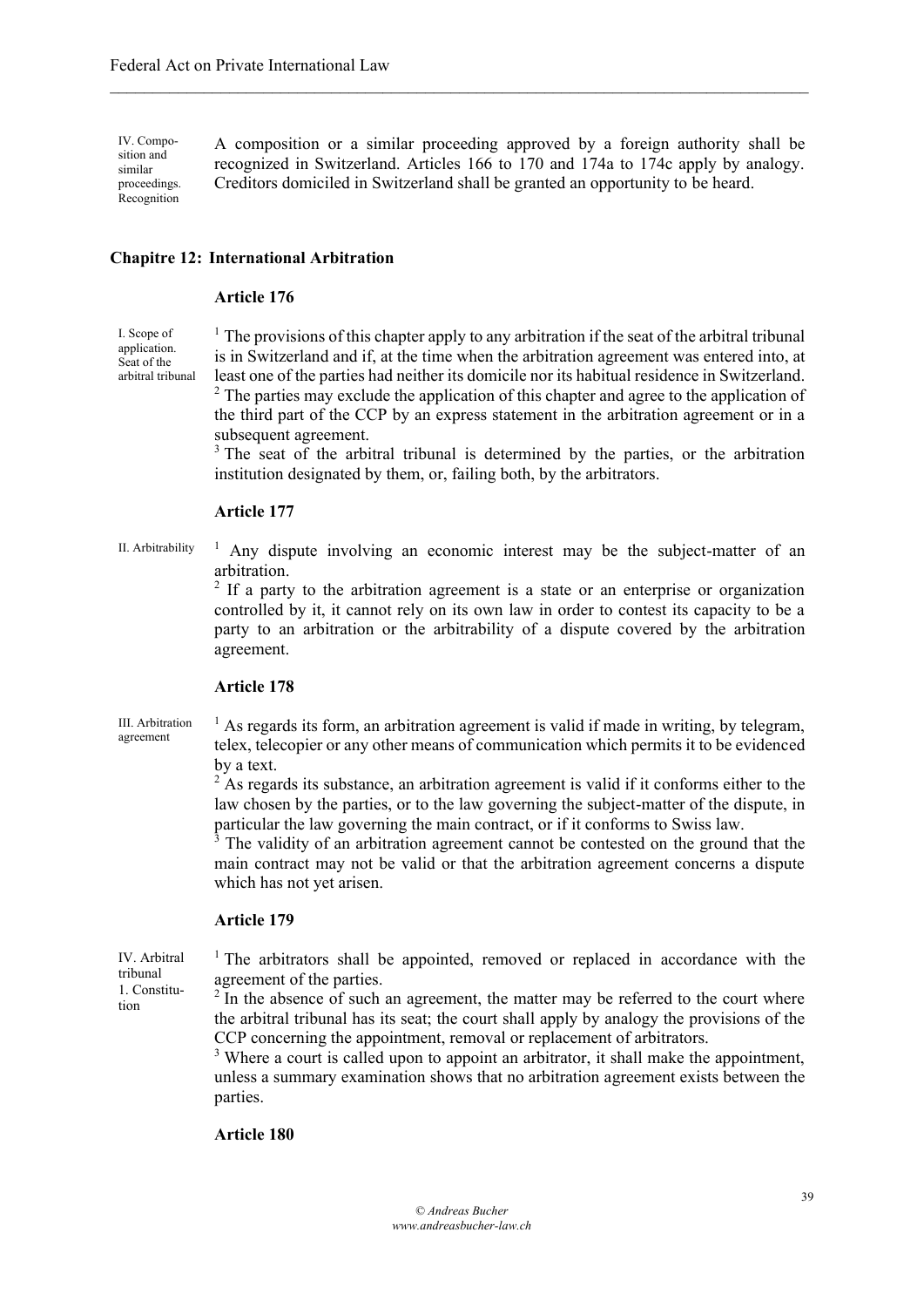IV. Composition and similar proceedings. Recognition

A composition or a similar proceeding approved by a foreign authority shall be recognized in Switzerland. Articles 166 to 170 and 174a to 174c apply by analogy. Creditors domiciled in Switzerland shall be granted an opportunity to be heard.

## Chapitre 12: International Arbitration

### Article 176

I. Scope of application. Seat of the arbitral tribunal

[1] The provisions of this chapter apply to any arbitration if the seat of the arbitral tribunal is in Switzerland and if, at the time when the arbitration agreement was entered into, at least one of the parties had neither its domicile nor its habitual residence in Switzerland.
[2] The parties may exclude the application of this chapter and agree to the application of the third part of the CCP by an express statement in the arbitration agreement or in a subsequent agreement.
[3] The seat of the arbitral tribunal is determined by the parties, or the arbitration institution designated by them, or, failing both, by the arbitrators.

### Article 177

II. Arbitrability

[1] Any dispute involving an economic interest may be the subject-matter of an arbitration.
[2] If a party to the arbitration agreement is a state or an enterprise or organization controlled by it, it cannot rely on its own law in order to contest its capacity to be a party to an arbitration or the arbitrability of a dispute covered by the arbitration agreement.

### Article 178

III. Arbitration agreement

[1] As regards its form, an arbitration agreement is valid if made in writing, by telegram, telex, telecopier or any other means of communication which permits it to be evidenced by a text.
[2] As regards its substance, an arbitration agreement is valid if it conforms either to the law chosen by the parties, or to the law governing the subject-matter of the dispute, in particular the law governing the main contract, or if it conforms to Swiss law.
[3] The validity of an arbitration agreement cannot be contested on the ground that the main contract may not be valid or that the arbitration agreement concerns a dispute which has not yet arisen.

### Article 179

IV. Arbitral tribunal
1. Constitution

[1] The arbitrators shall be appointed, removed or replaced in accordance with the agreement of the parties.
[2] In the absence of such an agreement, the matter may be referred to the court where the arbitral tribunal has its seat; the court shall apply by analogy the provisions of the CCP concerning the appointment, removal or replacement of arbitrators.
[3] Where a court is called upon to appoint an arbitrator, it shall make the appointment, unless a summary examination shows that no arbitration agreement exists between the parties.

### Article 180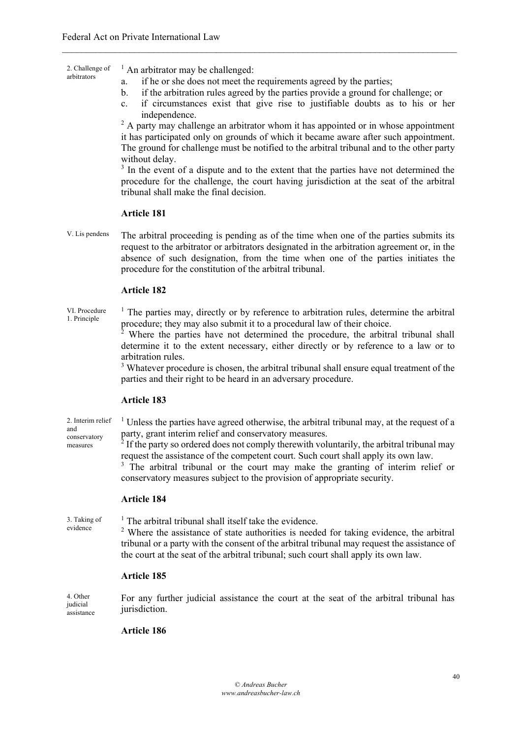2. Challenge of arbitrators

[1] An arbitrator may be challenged:

a. if he or she does not meet the requirements agreed by the parties;
b. if the arbitration rules agreed by the parties provide a ground for challenge; or
c. if circumstances exist that give rise to justifiable doubts as to his or her independence.

[2] A party may challenge an arbitrator whom it has appointed or in whose appointment it has participated only on grounds of which it became aware after such appointment. The ground for challenge must be notified to the arbitral tribunal and to the other party without delay.

[3] In the event of a dispute and to the extent that the parties have not determined the procedure for the challenge, the court having jurisdiction at the seat of the arbitral tribunal shall make the final decision.

**Article 181**

V. Lis pendens

The arbitral proceeding is pending as of the time when one of the parties submits its request to the arbitrator or arbitrators designated in the arbitration agreement or, in the absence of such designation, from the time when one of the parties initiates the procedure for the constitution of the arbitral tribunal.

**Article 182**

VI. Procedure
1. Principle

[1] The parties may, directly or by reference to arbitration rules, determine the arbitral procedure; they may also submit it to a procedural law of their choice.

[2] Where the parties have not determined the procedure, the arbitral tribunal shall determine it to the extent necessary, either directly or by reference to a law or to arbitration rules.

[3] Whatever procedure is chosen, the arbitral tribunal shall ensure equal treatment of the parties and their right to be heard in an adversary procedure.

**Article 183**

2. Interim relief and conservatory measures

[1] Unless the parties have agreed otherwise, the arbitral tribunal may, at the request of a party, grant interim relief and conservatory measures.

[2] If the party so ordered does not comply therewith voluntarily, the arbitral tribunal may request the assistance of the competent court. Such court shall apply its own law.

[3] The arbitral tribunal or the court may make the granting of interim relief or conservatory measures subject to the provision of appropriate security.

**Article 184**

3. Taking of evidence

[1] The arbitral tribunal shall itself take the evidence.

[2] Where the assistance of state authorities is needed for taking evidence, the arbitral tribunal or a party with the consent of the arbitral tribunal may request the assistance of the court at the seat of the arbitral tribunal; such court shall apply its own law.

**Article 185**

4. Other judicial assistance

For any further judicial assistance the court at the seat of the arbitral tribunal has jurisdiction.

**Article 186**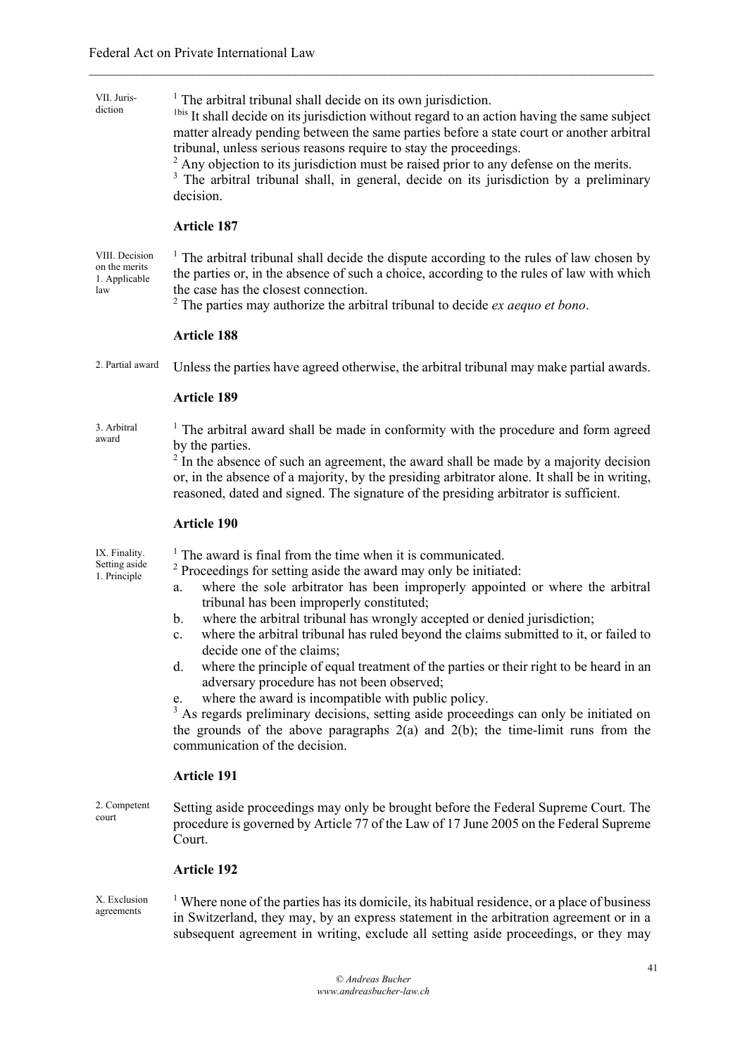VII. Jurisdiction

[1] The arbitral tribunal shall decide on its own jurisdiction.
[1bis] It shall decide on its jurisdiction without regard to an action having the same subject matter already pending between the same parties before a state court or another arbitral tribunal, unless serious reasons require to stay the proceedings.
[2] Any objection to its jurisdiction must be raised prior to any defense on the merits.
[3] The arbitral tribunal shall, in general, decide on its jurisdiction by a preliminary decision.

**Article 187**

VIII. Decision on the merits
1. Applicable law

[1] The arbitral tribunal shall decide the dispute according to the rules of law chosen by the parties or, in the absence of such a choice, according to the rules of law with which the case has the closest connection.
[2] The parties may authorize the arbitral tribunal to decide *ex aequo et bono*.

**Article 188**

2. Partial award

Unless the parties have agreed otherwise, the arbitral tribunal may make partial awards.

**Article 189**

3. Arbitral award

[1] The arbitral award shall be made in conformity with the procedure and form agreed by the parties.
[2] In the absence of such an agreement, the award shall be made by a majority decision or, in the absence of a majority, by the presiding arbitrator alone. It shall be in writing, reasoned, dated and signed. The signature of the presiding arbitrator is sufficient.

**Article 190**

IX. Finality. Setting aside
1. Principle

[1] The award is final from the time when it is communicated.
[2] Proceedings for setting aside the award may only be initiated:

a. where the sole arbitrator has been improperly appointed or where the arbitral tribunal has been improperly constituted;
b. where the arbitral tribunal has wrongly accepted or denied jurisdiction;
c. where the arbitral tribunal has ruled beyond the claims submitted to it, or failed to decide one of the claims;
d. where the principle of equal treatment of the parties or their right to be heard in an adversary procedure has not been observed;
e. where the award is incompatible with public policy.

[3] As regards preliminary decisions, setting aside proceedings can only be initiated on the grounds of the above paragraphs 2(a) and 2(b); the time-limit runs from the communication of the decision.

**Article 191**

2. Competent court

Setting aside proceedings may only be brought before the Federal Supreme Court. The procedure is governed by Article 77 of the Law of 17 June 2005 on the Federal Supreme Court.

**Article 192**

X. Exclusion agreements

[1] Where none of the parties has its domicile, its habitual residence, or a place of business in Switzerland, they may, by an express statement in the arbitration agreement or in a subsequent agreement in writing, exclude all setting aside proceedings, or they may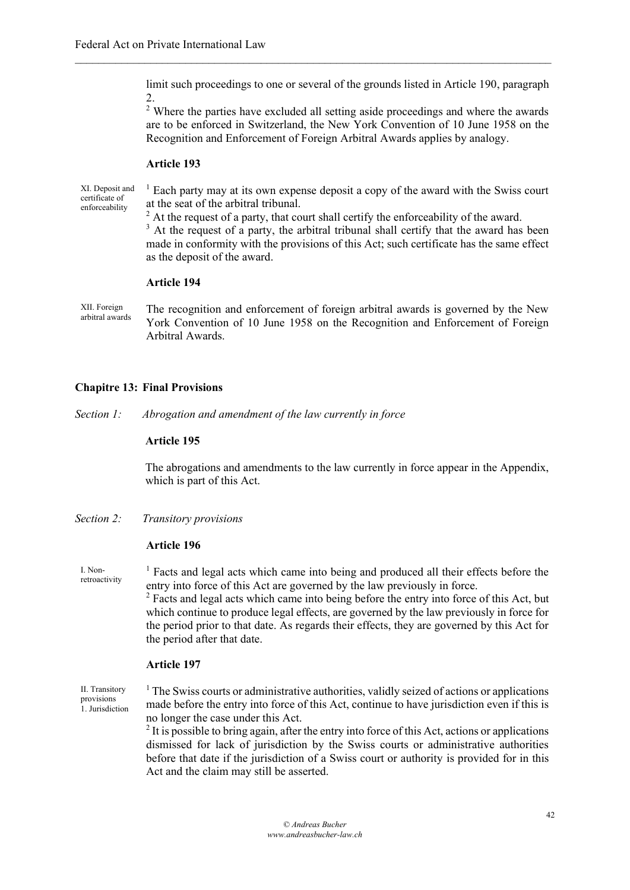limit such proceedings to one or several of the grounds listed in Article 190, paragraph 2.

[2] Where the parties have excluded all setting aside proceedings and where the awards are to be enforced in Switzerland, the New York Convention of 10 June 1958 on the Recognition and Enforcement of Foreign Arbitral Awards applies by analogy.

### Article 193

XI. Deposit and certificate of enforceability

[1] Each party may at its own expense deposit a copy of the award with the Swiss court at the seat of the arbitral tribunal.

[2] At the request of a party, that court shall certify the enforceability of the award.

[3] At the request of a party, the arbitral tribunal shall certify that the award has been made in conformity with the provisions of this Act; such certificate has the same effect as the deposit of the award.

### Article 194

XII. Foreign arbitral awards

The recognition and enforcement of foreign arbitral awards is governed by the New York Convention of 10 June 1958 on the Recognition and Enforcement of Foreign Arbitral Awards.

## Chapitre 13: Final Provisions

*Section 1: Abrogation and amendment of the law currently in force*

### Article 195

The abrogations and amendments to the law currently in force appear in the Appendix, which is part of this Act.

*Section 2: Transitory provisions*

### Article 196

I. Non-retroactivity

[1] Facts and legal acts which came into being and produced all their effects before the entry into force of this Act are governed by the law previously in force.

[2] Facts and legal acts which came into being before the entry into force of this Act, but which continue to produce legal effects, are governed by the law previously in force for the period prior to that date. As regards their effects, they are governed by this Act for the period after that date.

### Article 197

II. Transitory provisions
1. Jurisdiction

[1] The Swiss courts or administrative authorities, validly seized of actions or applications made before the entry into force of this Act, continue to have jurisdiction even if this is no longer the case under this Act.

[2] It is possible to bring again, after the entry into force of this Act, actions or applications dismissed for lack of jurisdiction by the Swiss courts or administrative authorities before that date if the jurisdiction of a Swiss court or authority is provided for in this Act and the claim may still be asserted.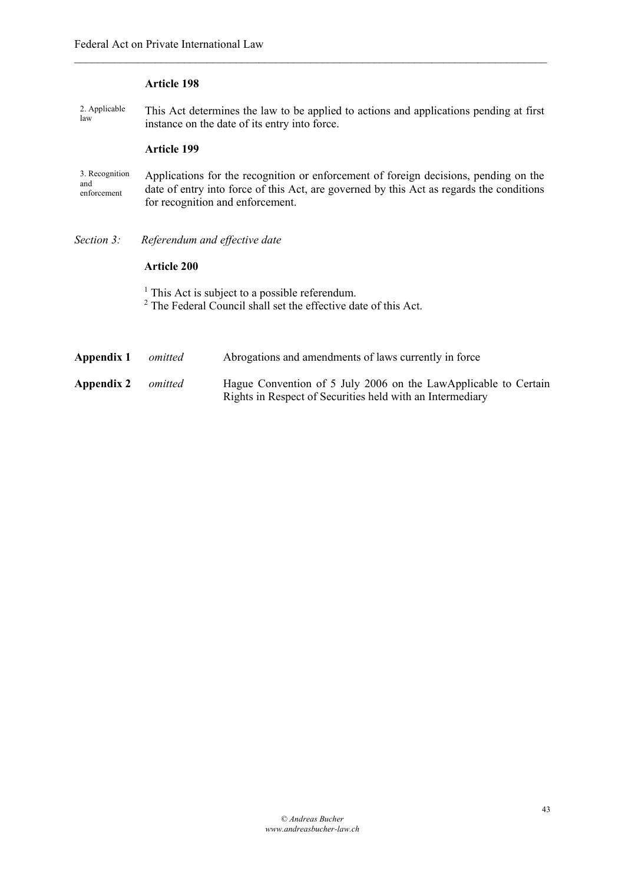### Article 198

2. Applicable law

This Act determines the law to be applied to actions and applications pending at first instance on the date of its entry into force.

### Article 199

3. Recognition and enforcement

Applications for the recognition or enforcement of foreign decisions, pending on the date of entry into force of this Act, are governed by this Act as regards the conditions for recognition and enforcement.

## *Section 3: Referendum and effective date*

### Article 200

[1] This Act is subject to a possible referendum.
[2] The Federal Council shall set the effective date of this Act.

| | | |
|---|---|---|
| **Appendix 1** | *omitted* | Abrogations and amendments of laws currently in force |
| **Appendix 2** | *omitted* | Hague Convention of 5 July 2006 on the LawApplicable to Certain Rights in Respect of Securities held with an Intermediary |